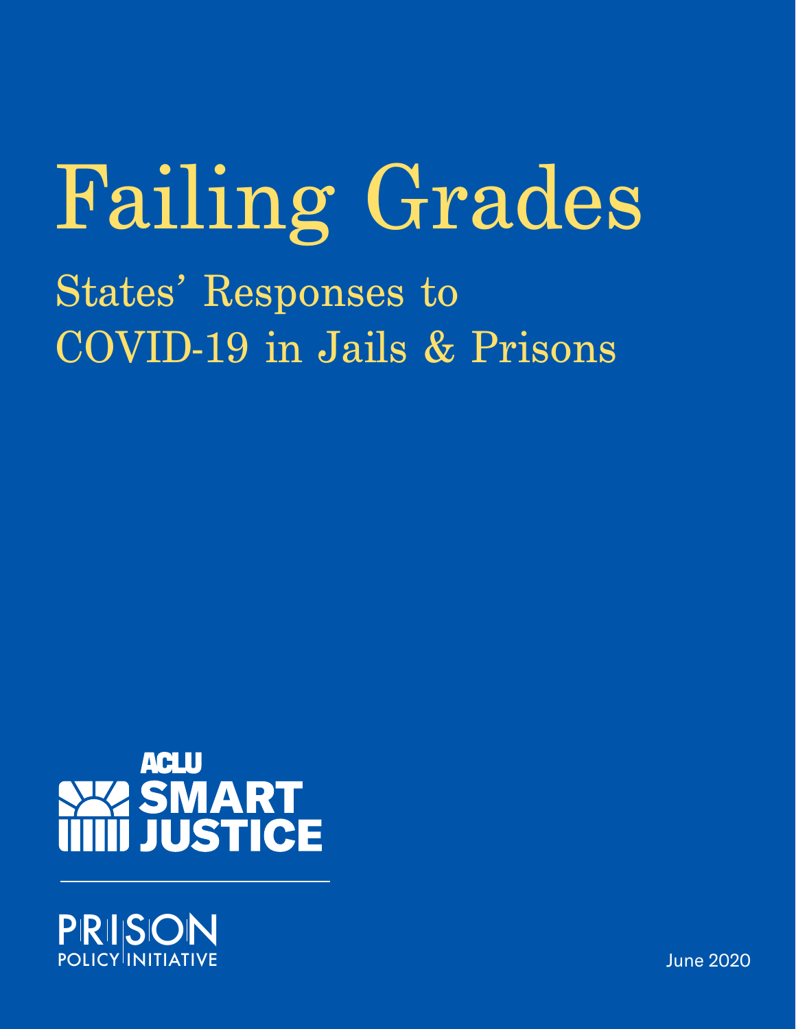# Failing Grades

## States' Responses to COVID-19 in Jails & Prisons

ACLU SMART JUSTICE

PRISON POLICY INITIATIVE

June 2020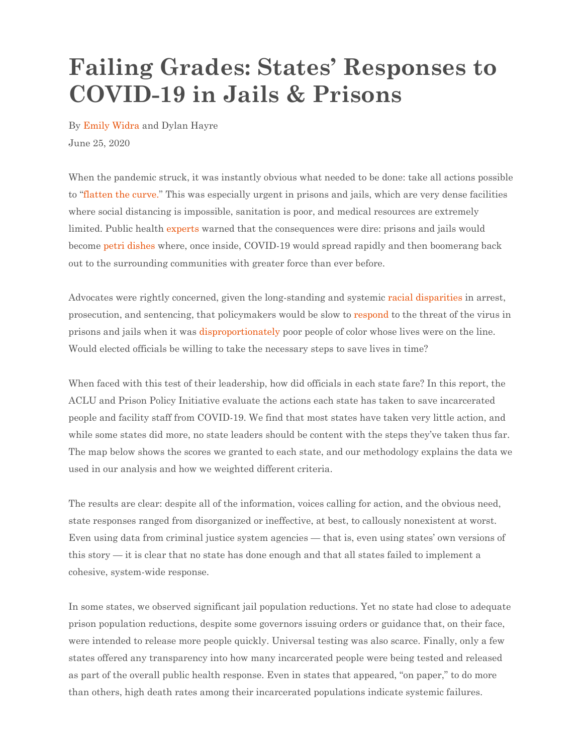# Failing Grades: States' Responses to COVID-19 in Jails & Prisons

By Emily Widra and Dylan Hayre

June 25, 2020

When the pandemic struck, it was instantly obvious what needed to be done: take all actions possible to "flatten the curve." This was especially urgent in prisons and jails, which are very dense facilities where social distancing is impossible, sanitation is poor, and medical resources are extremely limited. Public health experts warned that the consequences were dire: prisons and jails would become petri dishes where, once inside, COVID-19 would spread rapidly and then boomerang back out to the surrounding communities with greater force than ever before.

Advocates were rightly concerned, given the long-standing and systemic racial disparities in arrest, prosecution, and sentencing, that policymakers would be slow to respond to the threat of the virus in prisons and jails when it was disproportionately poor people of color whose lives were on the line. Would elected officials be willing to take the necessary steps to save lives in time?

When faced with this test of their leadership, how did officials in each state fare? In this report, the ACLU and Prison Policy Initiative evaluate the actions each state has taken to save incarcerated people and facility staff from COVID-19. We find that most states have taken very little action, and while some states did more, no state leaders should be content with the steps they've taken thus far. The map below shows the scores we granted to each state, and our methodology explains the data we used in our analysis and how we weighted different criteria.

The results are clear: despite all of the information, voices calling for action, and the obvious need, state responses ranged from disorganized or ineffective, at best, to callously nonexistent at worst. Even using data from criminal justice system agencies — that is, even using states' own versions of this story — it is clear that no state has done enough and that all states failed to implement a cohesive, system-wide response.

In some states, we observed significant jail population reductions. Yet no state had close to adequate prison population reductions, despite some governors issuing orders or guidance that, on their face, were intended to release more people quickly. Universal testing was also scarce. Finally, only a few states offered any transparency into how many incarcerated people were being tested and released as part of the overall public health response. Even in states that appeared, "on paper," to do more than others, high death rates among their incarcerated populations indicate systemic failures.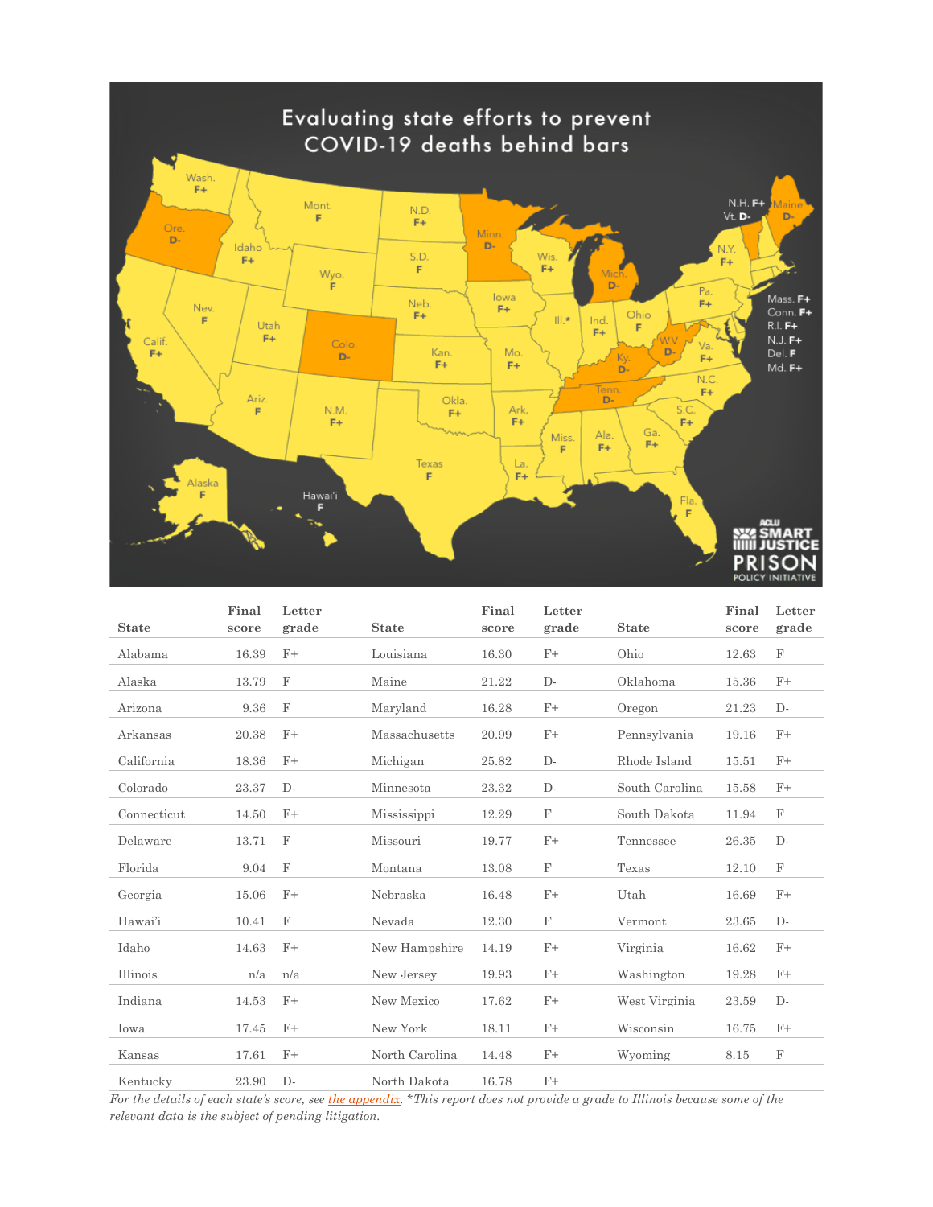## Evaluating state efforts to prevent COVID-19 deaths behind bars

| State | Final score | Letter grade | State | Final score | Letter grade | State | Final score | Letter grade |
|---|---|---|---|---|---|---|---|---|
| Alabama | 16.39 | F+ | Louisiana | 16.30 | F+ | Ohio | 12.63 | F |
| Alaska | 13.79 | F | Maine | 21.22 | D- | Oklahoma | 15.36 | F+ |
| Arizona | 9.36 | F | Maryland | 16.28 | F+ | Oregon | 21.23 | D- |
| Arkansas | 20.38 | F+ | Massachusetts | 20.99 | F+ | Pennsylvania | 19.16 | F+ |
| California | 18.36 | F+ | Michigan | 25.82 | D- | Rhode Island | 15.51 | F+ |
| Colorado | 23.37 | D- | Minnesota | 23.32 | D- | South Carolina | 15.58 | F+ |
| Connecticut | 14.50 | F+ | Mississippi | 12.29 | F | South Dakota | 11.94 | F |
| Delaware | 13.71 | F | Missouri | 19.77 | F+ | Tennessee | 26.35 | D- |
| Florida | 9.04 | F | Montana | 13.08 | F | Texas | 12.10 | F |
| Georgia | 15.06 | F+ | Nebraska | 16.48 | F+ | Utah | 16.69 | F+ |
| Hawai'i | 10.41 | F | Nevada | 12.30 | F | Vermont | 23.65 | D- |
| Idaho | 14.63 | F+ | New Hampshire | 14.19 | F+ | Virginia | 16.62 | F+ |
| Illinois | n/a | n/a | New Jersey | 19.93 | F+ | Washington | 19.28 | F+ |
| Indiana | 14.53 | F+ | New Mexico | 17.62 | F+ | West Virginia | 23.59 | D- |
| Iowa | 17.45 | F+ | New York | 18.11 | F+ | Wisconsin | 16.75 | F+ |
| Kansas | 17.61 | F+ | North Carolina | 14.48 | F+ | Wyoming | 8.15 | F |
| Kentucky | 23.90 | D- | North Dakota | 16.78 | F+ | | | |

*For the details of each state's score, see the appendix. *This report does not provide a grade to Illinois because some of the relevant data is the subject of pending litigation.*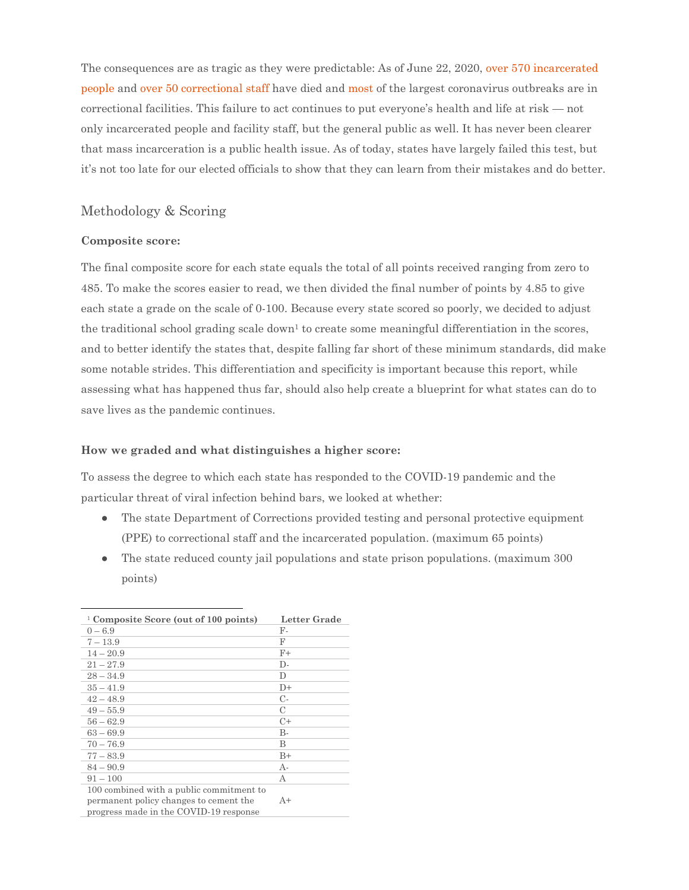The consequences are as tragic as they were predictable: As of June 22, 2020, over 570 incarcerated people and over 50 correctional staff have died and most of the largest coronavirus outbreaks are in correctional facilities. This failure to act continues to put everyone's health and life at risk — not only incarcerated people and facility staff, but the general public as well. It has never been clearer that mass incarceration is a public health issue. As of today, states have largely failed this test, but it's not too late for our elected officials to show that they can learn from their mistakes and do better.

## Methodology & Scoring

**Composite score:**

The final composite score for each state equals the total of all points received ranging from zero to 485. To make the scores easier to read, we then divided the final number of points by 4.85 to give each state a grade on the scale of 0-100. Because every state scored so poorly, we decided to adjust the traditional school grading scale down[1] to create some meaningful differentiation in the scores, and to better identify the states that, despite falling far short of these minimum standards, did make some notable strides. This differentiation and specificity is important because this report, while assessing what has happened thus far, should also help create a blueprint for what states can do to save lives as the pandemic continues.

**How we graded and what distinguishes a higher score:**

To assess the degree to which each state has responded to the COVID-19 pandemic and the particular threat of viral infection behind bars, we looked at whether:

- The state Department of Corrections provided testing and personal protective equipment (PPE) to correctional staff and the incarcerated population. (maximum 65 points)
- The state reduced county jail populations and state prison populations. (maximum 300 points)

---

[1]

| Composite Score (out of 100 points) | Letter Grade |
|---|---|
| 0 – 6.9 | F- |
| 7 – 13.9 | F |
| 14 – 20.9 | F+ |
| 21 – 27.9 | D- |
| 28 – 34.9 | D |
| 35 – 41.9 | D+ |
| 42 – 48.9 | C- |
| 49 – 55.9 | C |
| 56 – 62.9 | C+ |
| 63 – 69.9 | B- |
| 70 – 76.9 | B |
| 77 – 83.9 | B+ |
| 84 – 90.9 | A- |
| 91 – 100 | A |
| 100 combined with a public commitment to permanent policy changes to cement the progress made in the COVID-19 response | A+ |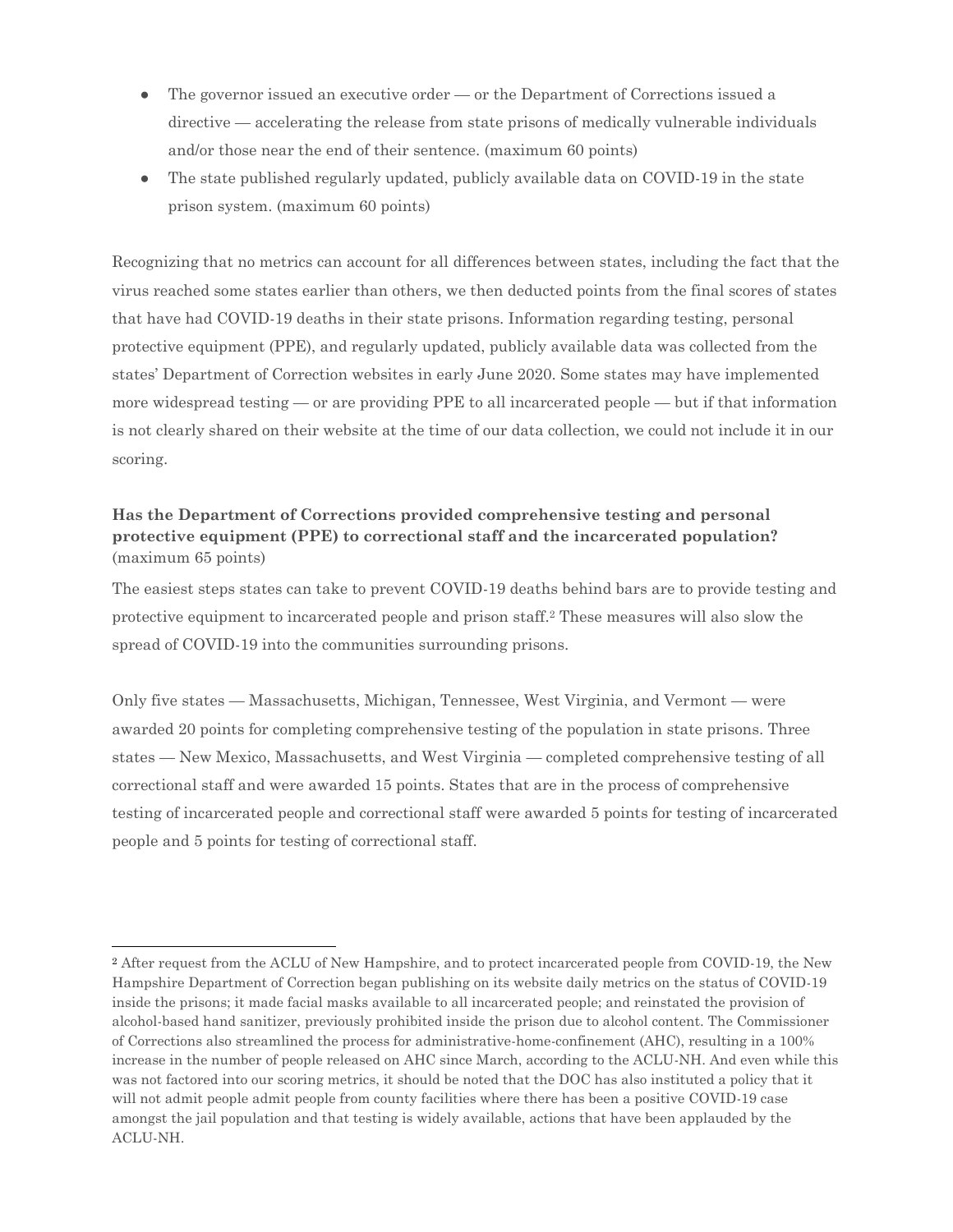- The governor issued an executive order — or the Department of Corrections issued a directive — accelerating the release from state prisons of medically vulnerable individuals and/or those near the end of their sentence. (maximum 60 points)
- The state published regularly updated, publicly available data on COVID-19 in the state prison system. (maximum 60 points)

Recognizing that no metrics can account for all differences between states, including the fact that the virus reached some states earlier than others, we then deducted points from the final scores of states that have had COVID-19 deaths in their state prisons. Information regarding testing, personal protective equipment (PPE), and regularly updated, publicly available data was collected from the states' Department of Correction websites in early June 2020. Some states may have implemented more widespread testing — or are providing PPE to all incarcerated people — but if that information is not clearly shared on their website at the time of our data collection, we could not include it in our scoring.

**Has the Department of Corrections provided comprehensive testing and personal protective equipment (PPE) to correctional staff and the incarcerated population?** (maximum 65 points)

The easiest steps states can take to prevent COVID-19 deaths behind bars are to provide testing and protective equipment to incarcerated people and prison staff.[2] These measures will also slow the spread of COVID-19 into the communities surrounding prisons.

Only five states — Massachusetts, Michigan, Tennessee, West Virginia, and Vermont — were awarded 20 points for completing comprehensive testing of the population in state prisons. Three states — New Mexico, Massachusetts, and West Virginia — completed comprehensive testing of all correctional staff and were awarded 15 points. States that are in the process of comprehensive testing of incarcerated people and correctional staff were awarded 5 points for testing of incarcerated people and 5 points for testing of correctional staff.

---

[2] After request from the ACLU of New Hampshire, and to protect incarcerated people from COVID-19, the New Hampshire Department of Correction began publishing on its website daily metrics on the status of COVID-19 inside the prisons; it made facial masks available to all incarcerated people; and reinstated the provision of alcohol-based hand sanitizer, previously prohibited inside the prison due to alcohol content. The Commissioner of Corrections also streamlined the process for administrative-home-confinement (AHC), resulting in a 100% increase in the number of people released on AHC since March, according to the ACLU-NH. And even while this was not factored into our scoring metrics, it should be noted that the DOC has also instituted a policy that it will not admit people admit people from county facilities where there has been a positive COVID-19 case amongst the jail population and that testing is widely available, actions that have been applauded by the ACLU-NH.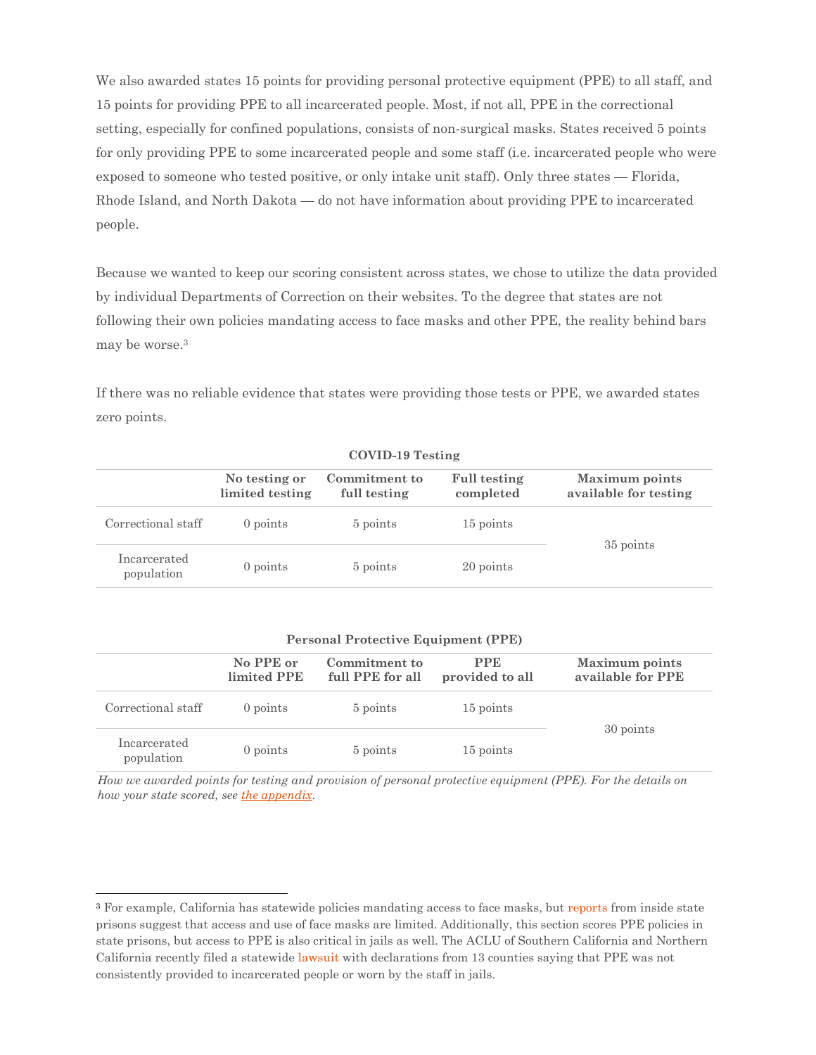We also awarded states 15 points for providing personal protective equipment (PPE) to all staff, and 15 points for providing PPE to all incarcerated people. Most, if not all, PPE in the correctional setting, especially for confined populations, consists of non-surgical masks. States received 5 points for only providing PPE to some incarcerated people and some staff (i.e. incarcerated people who were exposed to someone who tested positive, or only intake unit staff). Only three states — Florida, Rhode Island, and North Dakota — do not have information about providing PPE to incarcerated people.

Because we wanted to keep our scoring consistent across states, we chose to utilize the data provided by individual Departments of Correction on their websites. To the degree that states are not following their own policies mandating access to face masks and other PPE, the reality behind bars may be worse.[3]

If there was no reliable evidence that states were providing those tests or PPE, we awarded states zero points.

**COVID-19 Testing**

| | No testing or limited testing | Commitment to full testing | Full testing completed | Maximum points available for testing |
|---|---|---|---|---|
| Correctional staff | 0 points | 5 points | 15 points | 35 points |
| Incarcerated population | 0 points | 5 points | 20 points | |

**Personal Protective Equipment (PPE)**

| | No PPE or limited PPE | Commitment to full PPE for all | PPE provided to all | Maximum points available for PPE |
|---|---|---|---|---|
| Correctional staff | 0 points | 5 points | 15 points | 30 points |
| Incarcerated population | 0 points | 5 points | 15 points | |

*How we awarded points for testing and provision of personal protective equipment (PPE). For the details on how your state scored, see the appendix.*

---

[3] For example, California has statewide policies mandating access to face masks, but reports from inside state prisons suggest that access and use of face masks are limited. Additionally, this section scores PPE policies in state prisons, but access to PPE is also critical in jails as well. The ACLU of Southern California and Northern California recently filed a statewide lawsuit with declarations from 13 counties saying that PPE was not consistently provided to incarcerated people or worn by the staff in jails.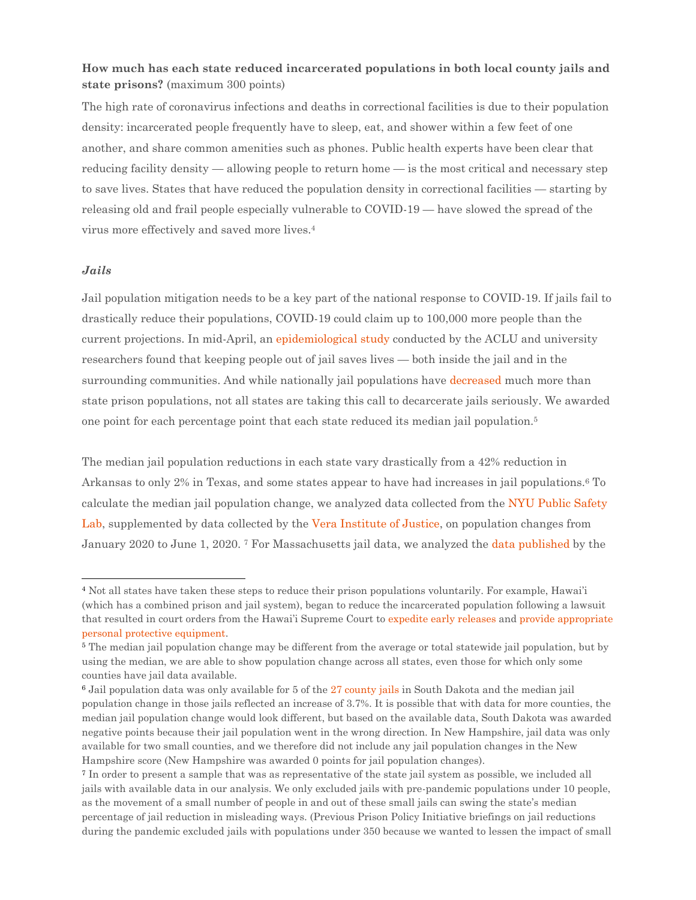**How much has each state reduced incarcerated populations in both local county jails and state prisons?** (maximum 300 points)

The high rate of coronavirus infections and deaths in correctional facilities is due to their population density: incarcerated people frequently have to sleep, eat, and shower within a few feet of one another, and share common amenities such as phones. Public health experts have been clear that reducing facility density — allowing people to return home — is the most critical and necessary step to save lives. States that have reduced the population density in correctional facilities — starting by releasing old and frail people especially vulnerable to COVID-19 — have slowed the spread of the virus more effectively and saved more lives.[4]

### *Jails*

Jail population mitigation needs to be a key part of the national response to COVID-19. If jails fail to drastically reduce their populations, COVID-19 could claim up to 100,000 more people than the current projections. In mid-April, an epidemiological study conducted by the ACLU and university researchers found that keeping people out of jail saves lives — both inside the jail and in the surrounding communities. And while nationally jail populations have decreased much more than state prison populations, not all states are taking this call to decarcerate jails seriously. We awarded one point for each percentage point that each state reduced its median jail population.[5]

The median jail population reductions in each state vary drastically from a 42% reduction in Arkansas to only 2% in Texas, and some states appear to have had increases in jail populations.[6] To calculate the median jail population change, we analyzed data collected from the NYU Public Safety Lab, supplemented by data collected by the Vera Institute of Justice, on population changes from January 2020 to June 1, 2020. [7] For Massachusetts jail data, we analyzed the data published by the

---

[4] Not all states have taken these steps to reduce their prison populations voluntarily. For example, Hawai'i (which has a combined prison and jail system), began to reduce the incarcerated population following a lawsuit that resulted in court orders from the Hawai'i Supreme Court to expedite early releases and provide appropriate personal protective equipment.

[5] The median jail population change may be different from the average or total statewide jail population, but by using the median, we are able to show population change across all states, even those for which only some counties have jail data available.

[6] Jail population data was only available for 5 of the 27 county jails in South Dakota and the median jail population change in those jails reflected an increase of 3.7%. It is possible that with data for more counties, the median jail population change would look different, but based on the available data, South Dakota was awarded negative points because their jail population went in the wrong direction. In New Hampshire, jail data was only available for two small counties, and we therefore did not include any jail population changes in the New Hampshire score (New Hampshire was awarded 0 points for jail population changes).

[7] In order to present a sample that was as representative of the state jail system as possible, we included all jails with available data in our analysis. We only excluded jails with pre-pandemic populations under 10 people, as the movement of a small number of people in and out of these small jails can swing the state's median percentage of jail reduction in misleading ways. (Previous Prison Policy Initiative briefings on jail reductions during the pandemic excluded jails with populations under 350 because we wanted to lessen the impact of small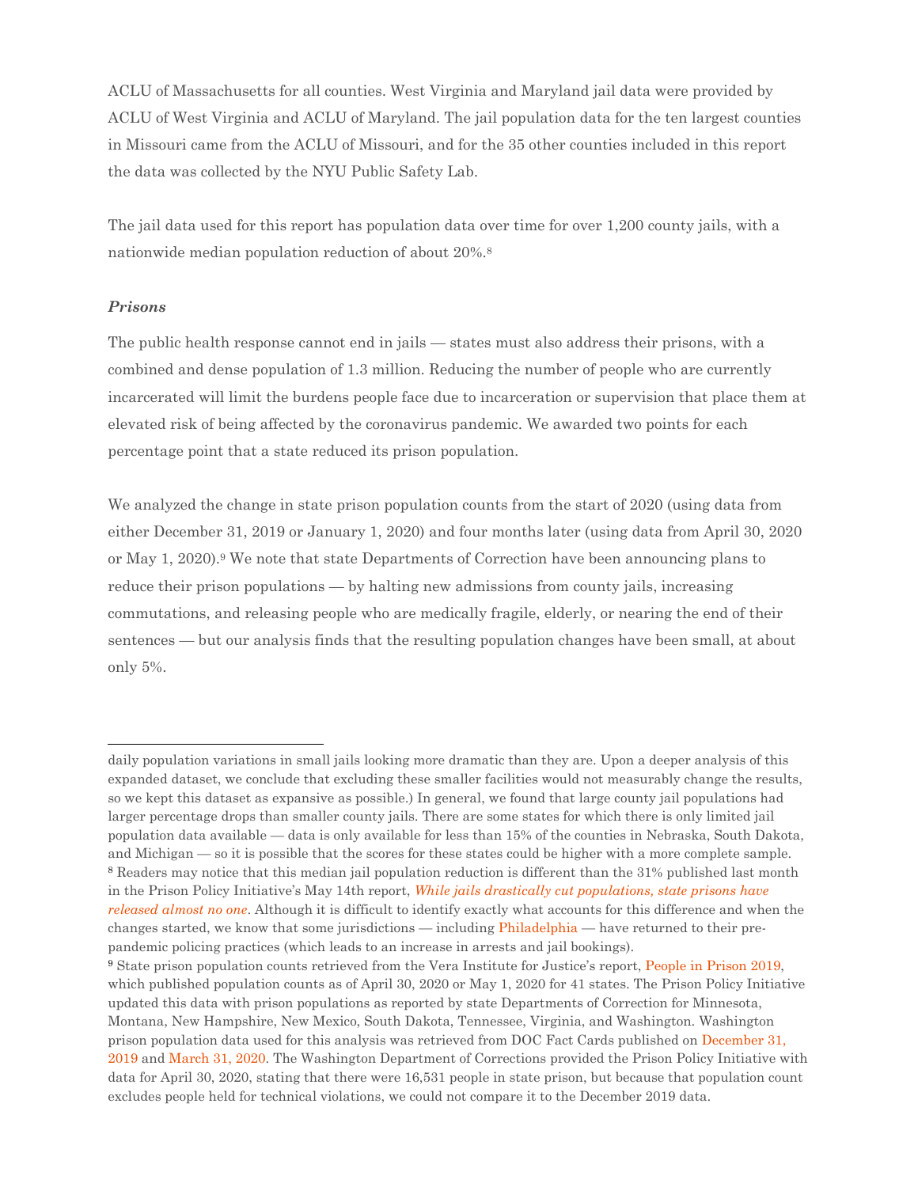ACLU of Massachusetts for all counties. West Virginia and Maryland jail data were provided by ACLU of West Virginia and ACLU of Maryland. The jail population data for the ten largest counties in Missouri came from the ACLU of Missouri, and for the 35 other counties included in this report the data was collected by the NYU Public Safety Lab.

The jail data used for this report has population data over time for over 1,200 county jails, with a nationwide median population reduction of about 20%.[8]

### *Prisons*

The public health response cannot end in jails — states must also address their prisons, with a combined and dense population of 1.3 million. Reducing the number of people who are currently incarcerated will limit the burdens people face due to incarceration or supervision that place them at elevated risk of being affected by the coronavirus pandemic. We awarded two points for each percentage point that a state reduced its prison population.

We analyzed the change in state prison population counts from the start of 2020 (using data from either December 31, 2019 or January 1, 2020) and four months later (using data from April 30, 2020 or May 1, 2020).[9] We note that state Departments of Correction have been announcing plans to reduce their prison populations — by halting new admissions from county jails, increasing commutations, and releasing people who are medically fragile, elderly, or nearing the end of their sentences — but our analysis finds that the resulting population changes have been small, at about only 5%.

---

daily population variations in small jails looking more dramatic than they are. Upon a deeper analysis of this expanded dataset, we conclude that excluding these smaller facilities would not measurably change the results, so we kept this dataset as expansive as possible.) In general, we found that large county jail populations had larger percentage drops than smaller county jails. There are some states for which there is only limited jail population data available — data is only available for less than 15% of the counties in Nebraska, South Dakota, and Michigan — so it is possible that the scores for these states could be higher with a more complete sample.

[8] Readers may notice that this median jail population reduction is different than the 31% published last month in the Prison Policy Initiative's May 14th report, *While jails drastically cut populations, state prisons have released almost no one*. Although it is difficult to identify exactly what accounts for this difference and when the changes started, we know that some jurisdictions — including Philadelphia — have returned to their pre-pandemic policing practices (which leads to an increase in arrests and jail bookings).

[9] State prison population counts retrieved from the Vera Institute for Justice's report, People in Prison 2019, which published population counts as of April 30, 2020 or May 1, 2020 for 41 states. The Prison Policy Initiative updated this data with prison populations as reported by state Departments of Correction for Minnesota, Montana, New Hampshire, New Mexico, South Dakota, Tennessee, Virginia, and Washington. Washington prison population data used for this analysis was retrieved from DOC Fact Cards published on December 31, 2019 and March 31, 2020. The Washington Department of Corrections provided the Prison Policy Initiative with data for April 30, 2020, stating that there were 16,531 people in state prison, but because that population count excludes people held for technical violations, we could not compare it to the December 2019 data.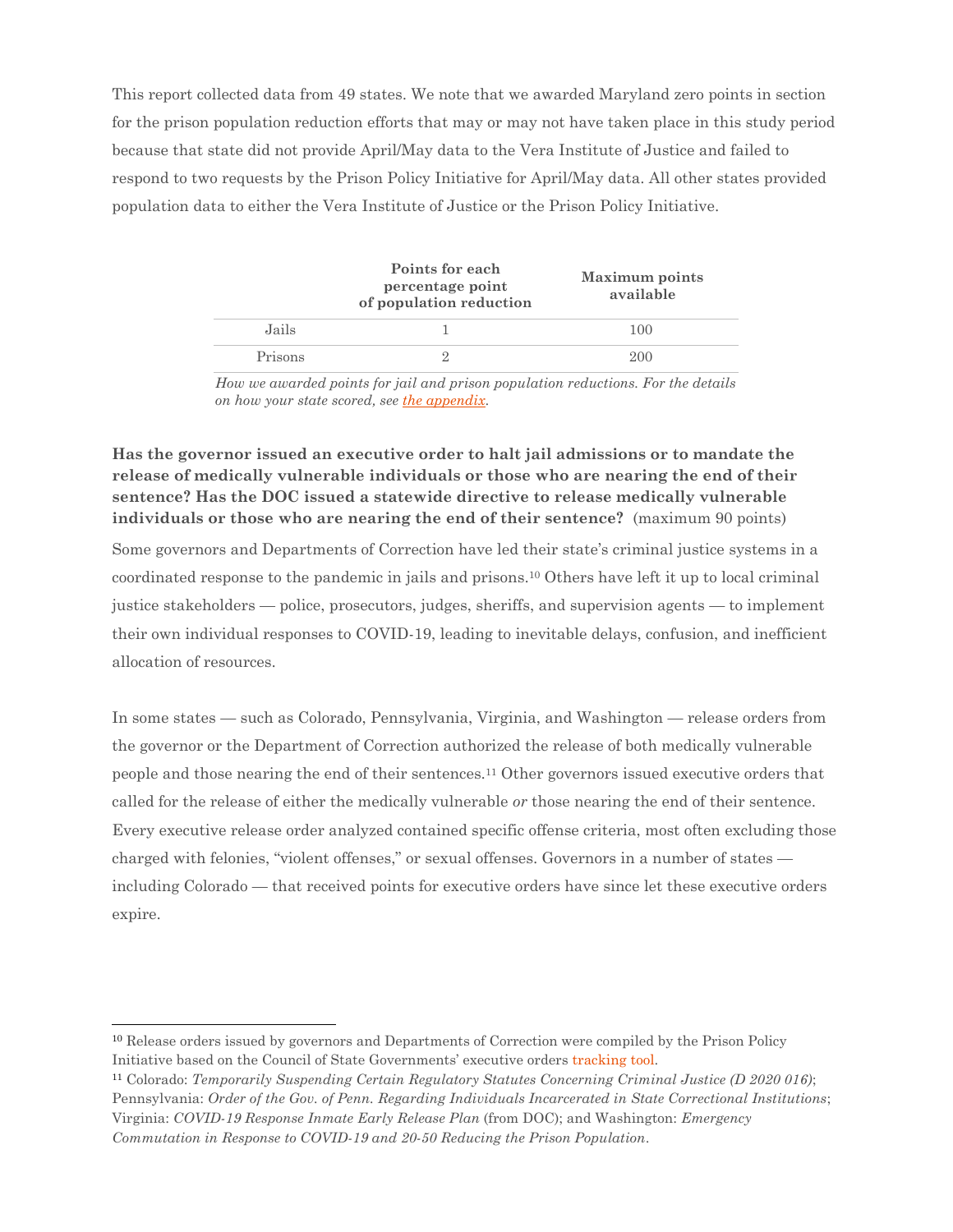This report collected data from 49 states. We note that we awarded Maryland zero points in section for the prison population reduction efforts that may or may not have taken place in this study period because that state did not provide April/May data to the Vera Institute of Justice and failed to respond to two requests by the Prison Policy Initiative for April/May data. All other states provided population data to either the Vera Institute of Justice or the Prison Policy Initiative.

| | Points for each percentage point of population reduction | Maximum points available |
|---|---|---|
| Jails | 1 | 100 |
| Prisons | 2 | 200 |

*How we awarded points for jail and prison population reductions. For the details on how your state scored, see the appendix.*

**Has the governor issued an executive order to halt jail admissions or to mandate the release of medically vulnerable individuals or those who are nearing the end of their sentence? Has the DOC issued a statewide directive to release medically vulnerable individuals or those who are nearing the end of their sentence?** (maximum 90 points)

Some governors and Departments of Correction have led their state's criminal justice systems in a coordinated response to the pandemic in jails and prisons.[10] Others have left it up to local criminal justice stakeholders — police, prosecutors, judges, sheriffs, and supervision agents — to implement their own individual responses to COVID-19, leading to inevitable delays, confusion, and inefficient allocation of resources.

In some states — such as Colorado, Pennsylvania, Virginia, and Washington — release orders from the governor or the Department of Correction authorized the release of both medically vulnerable people and those nearing the end of their sentences.[11] Other governors issued executive orders that called for the release of either the medically vulnerable *or* those nearing the end of their sentence. Every executive release order analyzed contained specific offense criteria, most often excluding those charged with felonies, "violent offenses," or sexual offenses. Governors in a number of states — including Colorado — that received points for executive orders have since let these executive orders expire.

---

[10] Release orders issued by governors and Departments of Correction were compiled by the Prison Policy Initiative based on the Council of State Governments' executive orders tracking tool.

[11] Colorado: *Temporarily Suspending Certain Regulatory Statutes Concerning Criminal Justice (D 2020 016)*; Pennsylvania: *Order of the Gov. of Penn. Regarding Individuals Incarcerated in State Correctional Institutions*; Virginia: *COVID-19 Response Inmate Early Release Plan* (from DOC); and Washington: *Emergency Commutation in Response to COVID-19 and 20-50 Reducing the Prison Population*.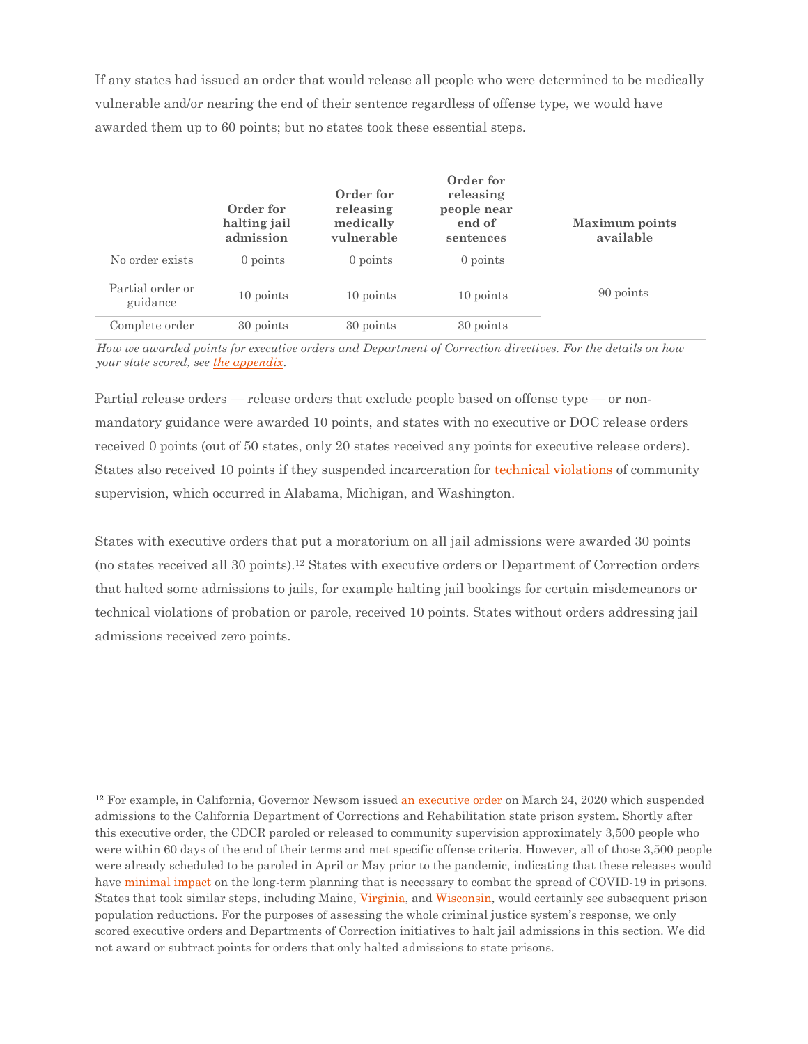If any states had issued an order that would release all people who were determined to be medically vulnerable and/or nearing the end of their sentence regardless of offense type, we would have awarded them up to 60 points; but no states took these essential steps.

| | **Order for halting jail admission** | **Order for releasing medically vulnerable** | **Order for releasing people near end of sentences** | **Maximum points available** |
|---|---|---|---|---|
| No order exists | 0 points | 0 points | 0 points | 90 points |
| Partial order or guidance | 10 points | 10 points | 10 points | |
| Complete order | 30 points | 30 points | 30 points | |

*How we awarded points for executive orders and Department of Correction directives. For the details on how your state scored, see the appendix.*

Partial release orders — release orders that exclude people based on offense type — or non-mandatory guidance were awarded 10 points, and states with no executive or DOC release orders received 0 points (out of 50 states, only 20 states received any points for executive release orders). States also received 10 points if they suspended incarceration for technical violations of community supervision, which occurred in Alabama, Michigan, and Washington.

States with executive orders that put a moratorium on all jail admissions were awarded 30 points (no states received all 30 points).[12] States with executive orders or Department of Correction orders that halted some admissions to jails, for example halting jail bookings for certain misdemeanors or technical violations of probation or parole, received 10 points. States without orders addressing jail admissions received zero points.

---

[12] For example, in California, Governor Newsom issued an executive order on March 24, 2020 which suspended admissions to the California Department of Corrections and Rehabilitation state prison system. Shortly after this executive order, the CDCR paroled or released to community supervision approximately 3,500 people who were within 60 days of the end of their terms and met specific offense criteria. However, all of those 3,500 people were already scheduled to be paroled in April or May prior to the pandemic, indicating that these releases would have minimal impact on the long-term planning that is necessary to combat the spread of COVID-19 in prisons. States that took similar steps, including Maine, Virginia, and Wisconsin, would certainly see subsequent prison population reductions. For the purposes of assessing the whole criminal justice system's response, we only scored executive orders and Departments of Correction initiatives to halt jail admissions in this section. We did not award or subtract points for orders that only halted admissions to state prisons.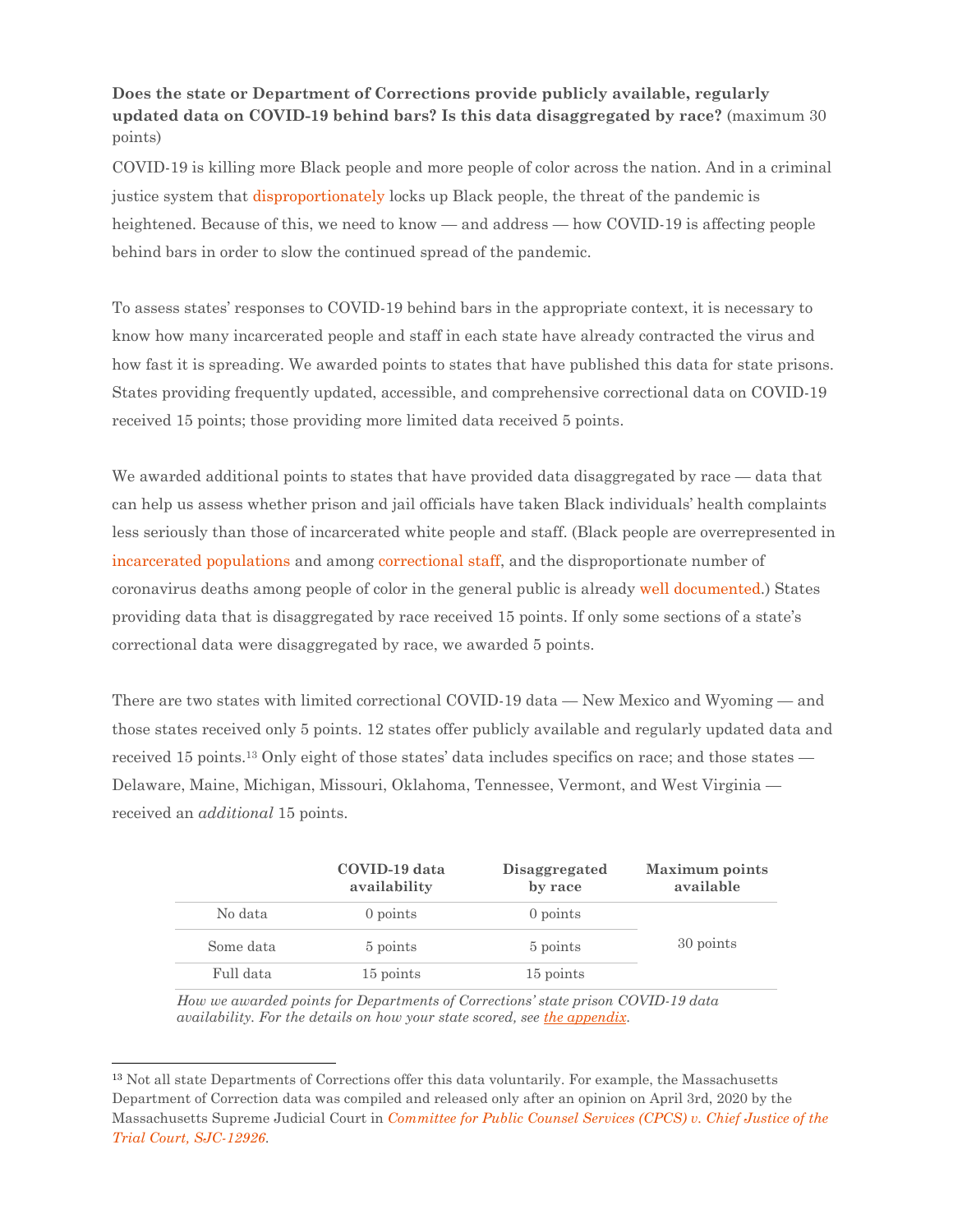**Does the state or Department of Corrections provide publicly available, regularly updated data on COVID-19 behind bars? Is this data disaggregated by race?** (maximum 30 points)

COVID-19 is killing more Black people and more people of color across the nation. And in a criminal justice system that disproportionately locks up Black people, the threat of the pandemic is heightened. Because of this, we need to know — and address — how COVID-19 is affecting people behind bars in order to slow the continued spread of the pandemic.

To assess states' responses to COVID-19 behind bars in the appropriate context, it is necessary to know how many incarcerated people and staff in each state have already contracted the virus and how fast it is spreading. We awarded points to states that have published this data for state prisons. States providing frequently updated, accessible, and comprehensive correctional data on COVID-19 received 15 points; those providing more limited data received 5 points.

We awarded additional points to states that have provided data disaggregated by race — data that can help us assess whether prison and jail officials have taken Black individuals' health complaints less seriously than those of incarcerated white people and staff. (Black people are overrepresented in incarcerated populations and among correctional staff, and the disproportionate number of coronavirus deaths among people of color in the general public is already well documented.) States providing data that is disaggregated by race received 15 points. If only some sections of a state's correctional data were disaggregated by race, we awarded 5 points.

There are two states with limited correctional COVID-19 data — New Mexico and Wyoming — and those states received only 5 points. 12 states offer publicly available and regularly updated data and received 15 points.[13] Only eight of those states' data includes specifics on race; and those states — Delaware, Maine, Michigan, Missouri, Oklahoma, Tennessee, Vermont, and West Virginia — received an *additional* 15 points.

| | COVID-19 data availability | Disaggregated by race | Maximum points available |
|---|---|---|---|
| No data | 0 points | 0 points | 30 points |
| Some data | 5 points | 5 points | |
| Full data | 15 points | 15 points | |

*How we awarded points for Departments of Corrections' state prison COVID-19 data availability. For the details on how your state scored, see the appendix.*

[13] Not all state Departments of Corrections offer this data voluntarily. For example, the Massachusetts Department of Correction data was compiled and released only after an opinion on April 3rd, 2020 by the Massachusetts Supreme Judicial Court in *Committee for Public Counsel Services (CPCS) v. Chief Justice of the Trial Court, SJC-12926*.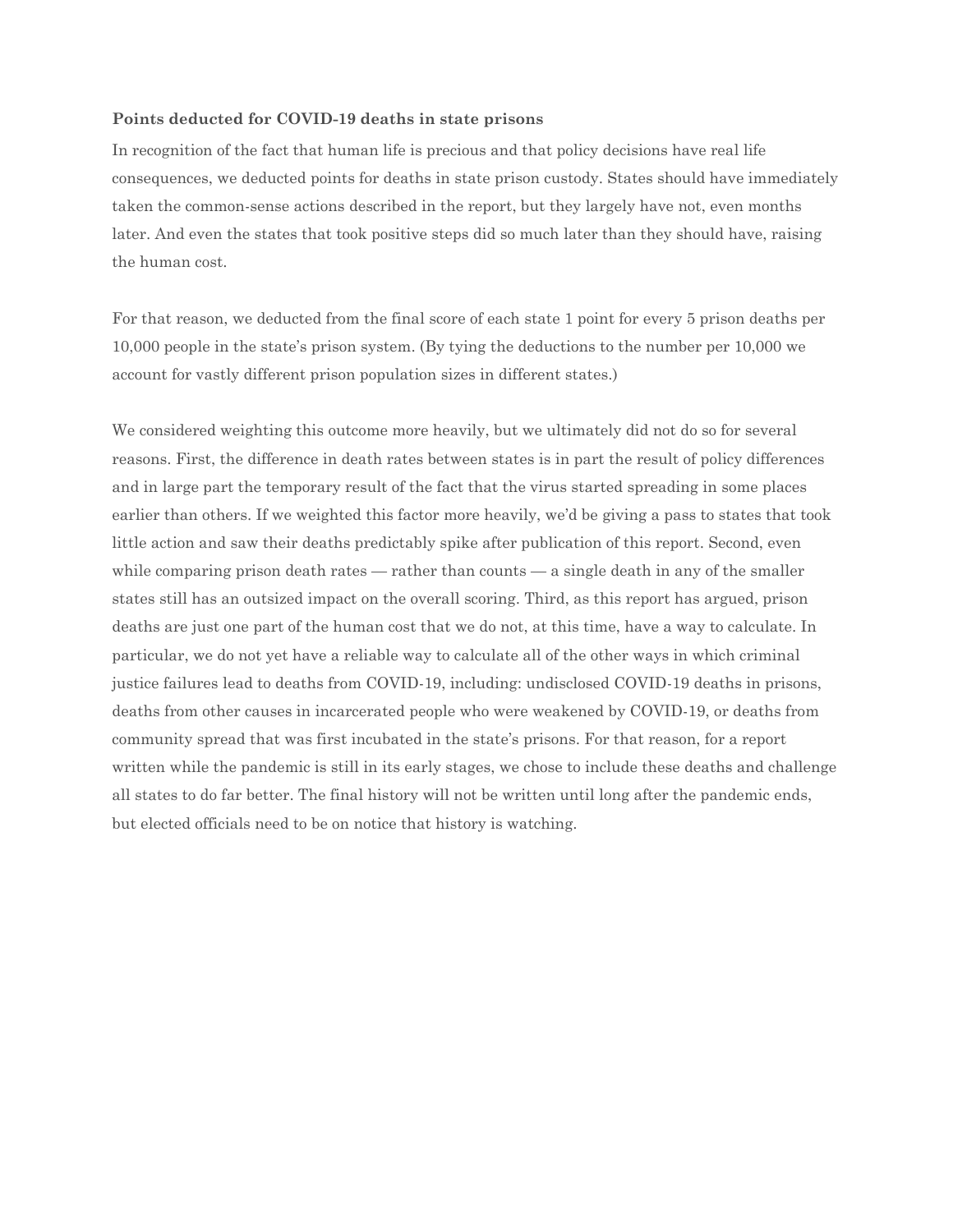**Points deducted for COVID-19 deaths in state prisons**

In recognition of the fact that human life is precious and that policy decisions have real life consequences, we deducted points for deaths in state prison custody. States should have immediately taken the common-sense actions described in the report, but they largely have not, even months later. And even the states that took positive steps did so much later than they should have, raising the human cost.

For that reason, we deducted from the final score of each state 1 point for every 5 prison deaths per 10,000 people in the state's prison system. (By tying the deductions to the number per 10,000 we account for vastly different prison population sizes in different states.)

We considered weighting this outcome more heavily, but we ultimately did not do so for several reasons. First, the difference in death rates between states is in part the result of policy differences and in large part the temporary result of the fact that the virus started spreading in some places earlier than others. If we weighted this factor more heavily, we'd be giving a pass to states that took little action and saw their deaths predictably spike after publication of this report. Second, even while comparing prison death rates — rather than counts — a single death in any of the smaller states still has an outsized impact on the overall scoring. Third, as this report has argued, prison deaths are just one part of the human cost that we do not, at this time, have a way to calculate. In particular, we do not yet have a reliable way to calculate all of the other ways in which criminal justice failures lead to deaths from COVID-19, including: undisclosed COVID-19 deaths in prisons, deaths from other causes in incarcerated people who were weakened by COVID-19, or deaths from community spread that was first incubated in the state's prisons. For that reason, for a report written while the pandemic is still in its early stages, we chose to include these deaths and challenge all states to do far better. The final history will not be written until long after the pandemic ends, but elected officials need to be on notice that history is watching.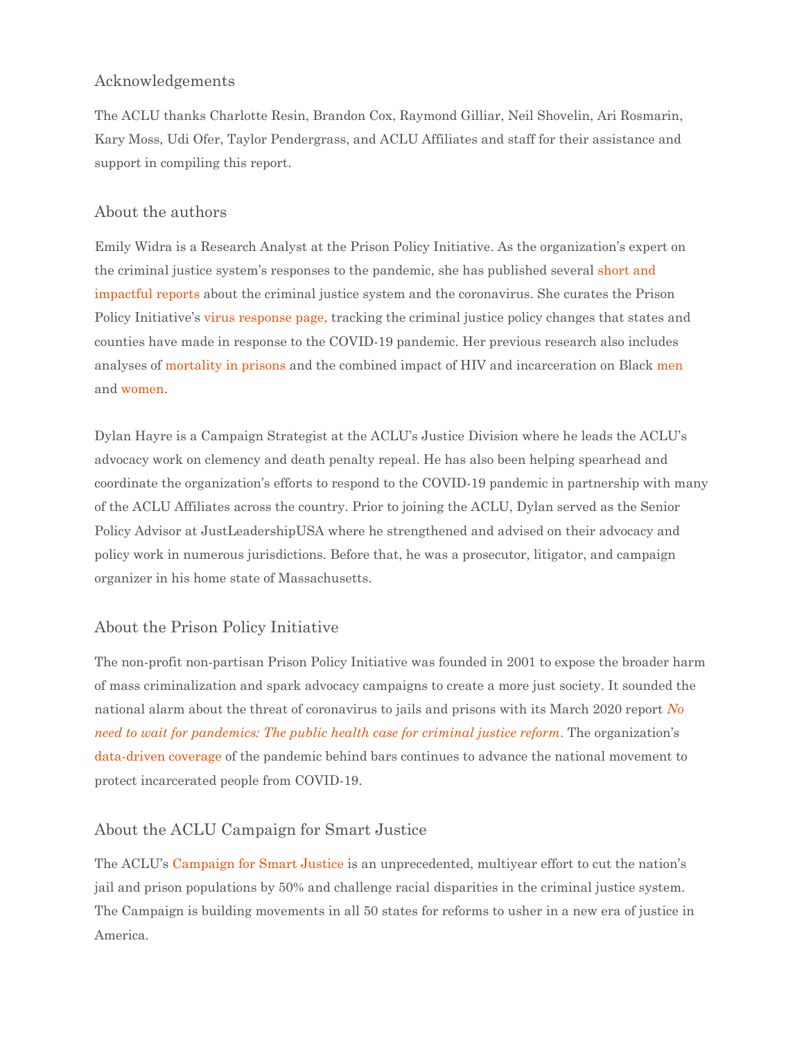## Acknowledgements

The ACLU thanks Charlotte Resin, Brandon Cox, Raymond Gilliar, Neil Shovelin, Ari Rosmarin, Kary Moss, Udi Ofer, Taylor Pendergrass, and ACLU Affiliates and staff for their assistance and support in compiling this report.

## About the authors

Emily Widra is a Research Analyst at the Prison Policy Initiative. As the organization's expert on the criminal justice system's responses to the pandemic, she has published several short and impactful reports about the criminal justice system and the coronavirus. She curates the Prison Policy Initiative's virus response page, tracking the criminal justice policy changes that states and counties have made in response to the COVID-19 pandemic. Her previous research also includes analyses of mortality in prisons and the combined impact of HIV and incarceration on Black men and women.

Dylan Hayre is a Campaign Strategist at the ACLU's Justice Division where he leads the ACLU's advocacy work on clemency and death penalty repeal. He has also been helping spearhead and coordinate the organization's efforts to respond to the COVID-19 pandemic in partnership with many of the ACLU Affiliates across the country. Prior to joining the ACLU, Dylan served as the Senior Policy Advisor at JustLeadershipUSA where he strengthened and advised on their advocacy and policy work in numerous jurisdictions. Before that, he was a prosecutor, litigator, and campaign organizer in his home state of Massachusetts.

## About the Prison Policy Initiative

The non-profit non-partisan Prison Policy Initiative was founded in 2001 to expose the broader harm of mass criminalization and spark advocacy campaigns to create a more just society. It sounded the national alarm about the threat of coronavirus to jails and prisons with its March 2020 report *No need to wait for pandemics: The public health case for criminal justice reform*. The organization's data-driven coverage of the pandemic behind bars continues to advance the national movement to protect incarcerated people from COVID-19.

## About the ACLU Campaign for Smart Justice

The ACLU's Campaign for Smart Justice is an unprecedented, multiyear effort to cut the nation's jail and prison populations by 50% and challenge racial disparities in the criminal justice system. The Campaign is building movements in all 50 states for reforms to usher in a new era of justice in America.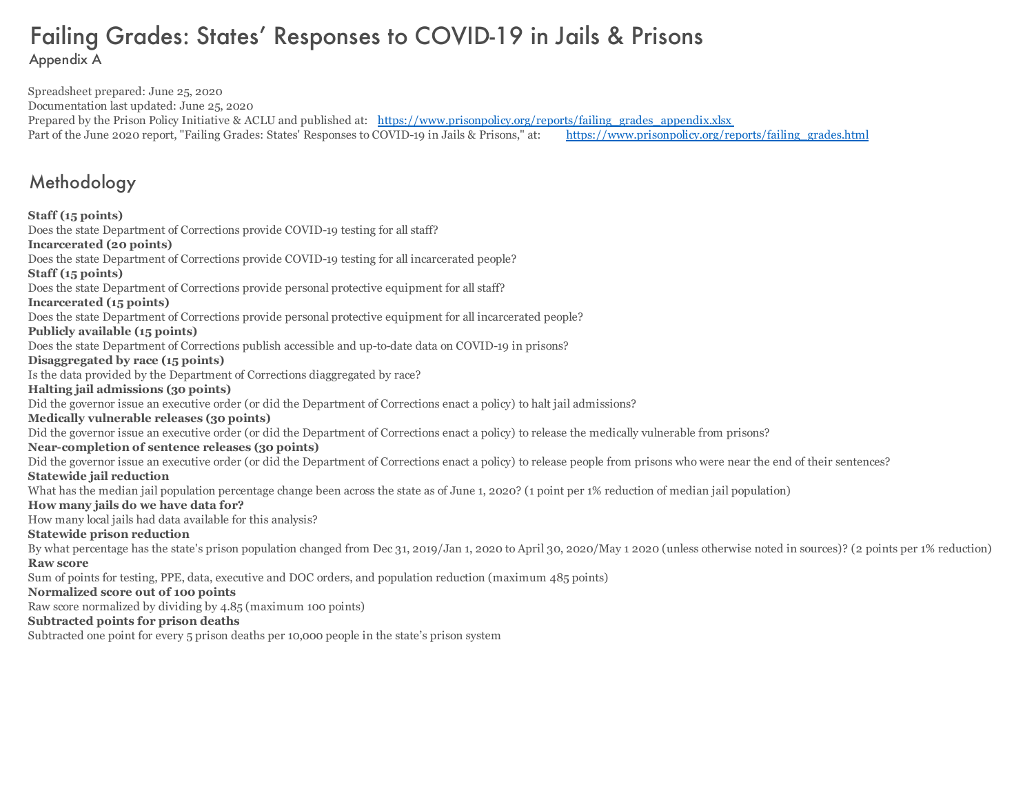# Failing Grades: States' Responses to COVID-19 in Jails & Prisons

## Appendix A

Spreadsheet prepared: June 25, 2020
Documentation last updated: June 25, 2020
Prepared by the Prison Policy Initiative & ACLU and published at: https://www.prisonpolicy.org/reports/failing_grades_appendix.xlsx
Part of the June 2020 report, "Failing Grades: States' Responses to COVID-19 in Jails & Prisons," at: https://www.prisonpolicy.org/reports/failing_grades.html

## Methodology

**Staff (15 points)**
Does the state Department of Corrections provide COVID-19 testing for all staff?
**Incarcerated (20 points)**
Does the state Department of Corrections provide COVID-19 testing for all incarcerated people?
**Staff (15 points)**
Does the state Department of Corrections provide personal protective equipment for all staff?
**Incarcerated (15 points)**
Does the state Department of Corrections provide personal protective equipment for all incarcerated people?
**Publicly available (15 points)**
Does the state Department of Corrections publish accessible and up-to-date data on COVID-19 in prisons?
**Disaggregated by race (15 points)**
Is the data provided by the Department of Corrections diaggregated by race?
**Halting jail admissions (30 points)**
Did the governor issue an executive order (or did the Department of Corrections enact a policy) to halt jail admissions?
**Medically vulnerable releases (30 points)**
Did the governor issue an executive order (or did the Department of Corrections enact a policy) to release the medically vulnerable from prisons?
**Near-completion of sentence releases (30 points)**
Did the governor issue an executive order (or did the Department of Corrections enact a policy) to release people from prisons who were near the end of their sentences?
**Statewide jail reduction**
What has the median jail population percentage change been across the state as of June 1, 2020? (1 point per 1% reduction of median jail population)
**How many jails do we have data for?**
How many local jails had data available for this analysis?
**Statewide prison reduction**
By what percentage has the state's prison population changed from Dec 31, 2019/Jan 1, 2020 to April 30, 2020/May 1 2020 (unless otherwise noted in sources)? (2 points per 1% reduction)
**Raw score**
Sum of points for testing, PPE, data, executive and DOC orders, and population reduction (maximum 485 points)
**Normalized score out of 100 points**
Raw score normalized by dividing by 4.85 (maximum 100 points)
**Subtracted points for prison deaths**
Subtracted one point for every 5 prison deaths per 10,000 people in the state's prison system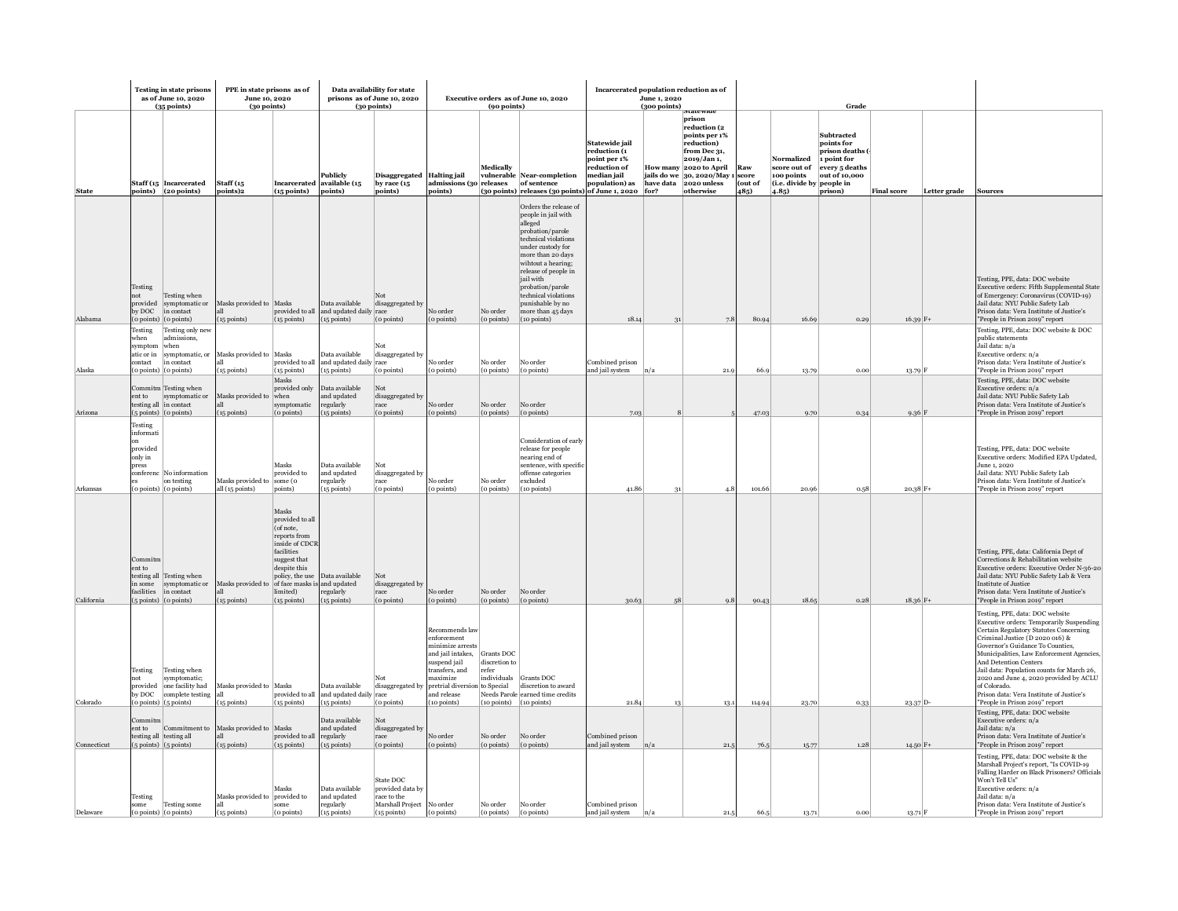| State | Testing in state prisons as of June 10, 2020 (35 points) | | PPE in state prisons as of June 10, 2020 (30 points) | | Data availability for state prisons as of June 10, 2020 (30 points) | | Executive orders as of June 10, 2020 (90 points) | | | Incarcerated population reduction as of June 1, 2020 (300 points) | | | Grade | | | | | Sources |
|---|---|---|---|---|---|---|---|---|---|---|---|---|---|---|---|---|---|---|
| | Staff (15 points) | Incarcerated (20 points) | Staff (15 points)2 | Incarcerated (15 points) | Publicly available (15 points) | Disaggregated by race (15 points) | Halting jail admissions (30 points) | Medically vulnerable releases (30 points) | Near-completion of sentence releases (30 points) | Statewide jail reduction (1 point per 1% reduction of median jail population) as of June 1, 2020 | How many jails do we have data for? | Statewide prison reduction (2 points per 1% reduction) from Dec 31, 2019/Jan 1, 2020 to April 30, 2020/May 1 2020 unless otherwise | Raw score (out of 485) | Normalized score out of 100 points (i.e. divide by 4.85) | Subtracted points for prison deaths (-1 point for every 5 deaths out of 10,000 people in prison) | Final score | Letter grade | |
| Alabama | Testing not provided by DOC (0 points) | Testing when symptomatic or in contact (0 points) | Masks provided to all (15 points) | Masks provided to all (15 points) | Data available and updated daily (15 points) | Not disaggregated by race (0 points) | No order (0 points) | No order (0 points) | Orders the release of people in jail with alleged probation/parole technical violations under custody for more than 20 days wihtout a hearing; release of people in jail with probation/parole technical violations punishable by no more than 45 days (10 points) | 18.14 | 31 | 7.8 | 80.94 | 16.69 | 0.29 | 16.39 | F+ | Testing, PPE, data: DOC website<br>Executive orders: Fifth Supplemental State of Emergency: Coronavirus (COVID-19)<br>Jail data: NYU Public Safety Lab<br>Prison data: Vera Institute of Justice's "People in Prison 2019" report |
| Alaska | Testing when symptomatic or in contact (0 points) | Testing only new admissions, when symptomatic, or in contact (0 points) | Masks provided to all (15 points) | Masks provided to all (15 points) | Data available and updated daily (15 points) | Not disaggregated by race (0 points) | No order (0 points) | No order (0 points) | No order (0 points) | Combined prison and jail system | n/a | 21.9 | 66.9 | 13.79 | 0.00 | 13.79 | F | Testing, PPE, data: DOC website & DOC public statements<br>Jail data: n/a<br>Executive orders: n/a<br>Prison data: Vera Institute of Justice's "People in Prison 2019" report |
| Arizona | Commitment to testing all (5 points) | Testing when symptomatic or in contact (0 points) | Masks provided to all (15 points) | Masks provided only when symptomatic (0 points) | Data available and updated regularly (15 points) | Not disaggregated by race (0 points) | No order (0 points) | No order (0 points) | No order (0 points) | 7.03 | 8 | 5 | 47.03 | 9.70 | 0.34 | 9.36 | F | Testing, PPE, data: DOC website<br>Executive orders: n/a<br>Jail data: NYU Public Safety Lab<br>Prison data: Vera Institute of Justice's "People in Prison 2019" report |
| Arkansas | Testing information provided only in press conferences (0 points) | No information on testing (0 points) | Masks provided to all (15 points) | Masks provided to some (0 points) | Data available and updated regularly (15 points) | Not disaggregated by race (0 points) | No order (0 points) | No order (0 points) | Consideration of early release for people nearing end of sentence, with specific offense categories excluded (10 points) | 41.86 | 31 | 4.8 | 101.66 | 20.96 | 0.58 | 20.38 | F+ | Testing, PPE, data: DOC website<br>Executive orders: Modified EPA Updated, June 1, 2020<br>Jail data: NYU Public Safety Lab<br>Prison data: Vera Institute of Justice's "People in Prison 2019" report |
| California | Commitment to testing all in some facilities (5 points) | Testing when symptomatic or in contact (0 points) | Masks provided to all (15 points) | Masks provided to all (of note, reports from inside of CDCR facilities suggest that despite this policy, the use of face masks is limited) (15 points) | Data available and updated regularly (15 points) | Not disaggregated by race (0 points) | No order (0 points) | No order (0 points) | No order (0 points) | 30.63 | 58 | 9.8 | 90.43 | 18.65 | 0.28 | 18.36 | F+ | Testing, PPE, data: California Dept of Corrections & Rehabilitation website<br>Executive orders: Executive Order N-36-20<br>Jail data: NYU Public Safety Lab & Vera Institute of Justice<br>Prison data: Vera Institute of Justice's "People in Prison 2019" report |
| Colorado | Testing not provided by DOC (0 points) | Testing when symptomatic; one facility had complete testing (5 points) | Masks provided to all (15 points) | Masks provided to all (15 points) | Data available and updated daily (15 points) | Not disaggregated by race (0 points) | Recommends law enforcement minimize arrests and jail intakes, suspend jail transfers, and maximize pretrial diversion and release (10 points) | Grants DOC discretion to refer individuals to Special Needs Parole (10 points) | Grants DOC discretion to award earned time credits (10 points) | 21.84 | 13 | 13.1 | 114.94 | 23.70 | 0.33 | 23.37 | D- | Testing, PPE, data: DOC website<br>Executive orders: Temporarily Suspending Certain Regulatory Statutes Concerning Criminal Justice (D 2020 016) & Governor's Guidance To Counties, Municipalities, Law Enforcement Agencies, And Detention Centers<br>Jail data: Population counts for March 26, 2020 and June 4, 2020 provided by ACLU of Colorado.<br>Prison data: Vera Institute of Justice's "People in Prison 2019" report |
| Connecticut | Commitment to testing all (5 points) | Commitment to testing all (5 points) | Masks provided to all (15 points) | Masks provided to all (15 points) | Data available and updated regularly (15 points) | Not disaggregated by race (0 points) | No order (0 points) | No order (0 points) | No order (0 points) | Combined prison and jail system | n/a | 21.5 | 76.5 | 15.77 | 1.28 | 14.50 | F+ | Testing, PPE, data: DOC website<br>Executive orders: n/a<br>Jail data: n/a<br>Prison data: Vera Institute of Justice's "People in Prison 2019" report |
| Delaware | Testing some (0 points) | Testing some (0 points) | Masks provided to all (15 points) | Masks provided to some (0 points) | Data available and updated regularly (15 points) | State DOC provided data by race to the Marshall Project (15 points) | No order (0 points) | No order (0 points) | No order (0 points) | Combined prison and jail system | n/a | 21.5 | 66.5 | 13.71 | 0.00 | 13.71 | F | Testing, PPE, data: DOC website & the Marshall Project's report, "Is COVID-19 Falling Harder on Black Prisoners? Officials Won't Tell Us"<br>Executive orders: n/a<br>Jail data: n/a<br>Prison data: Vera Institute of Justice's "People in Prison 2019" report |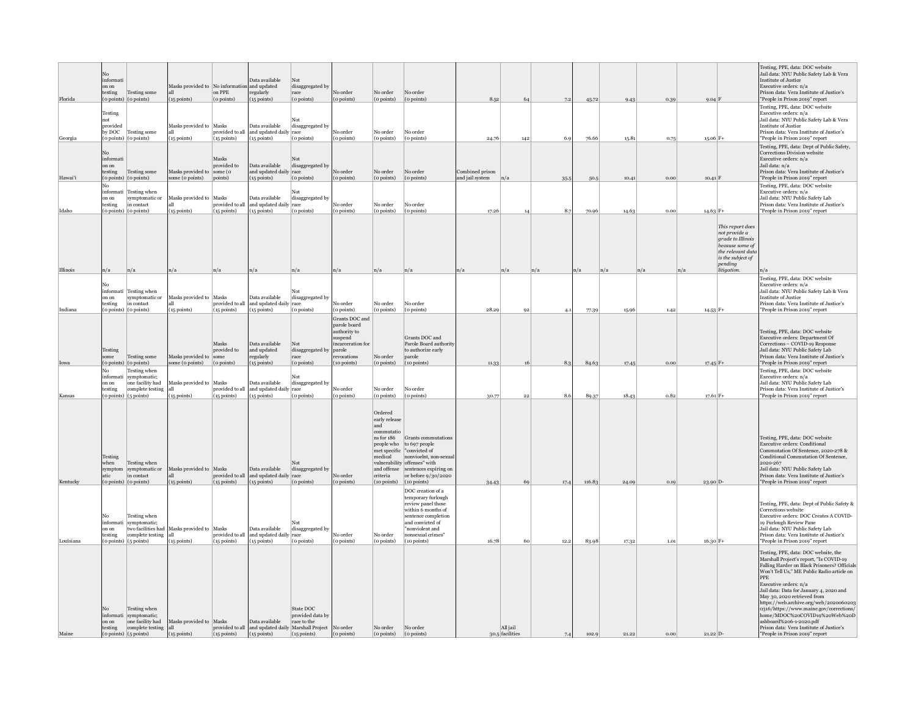| | | | | | | | | | | | | | | | | | | |
|---|---|---|---|---|---|---|---|---|---|---|---|---|---|---|---|---|---|---|
| Florida | No information on testing (0 points) | Testing some (0 points) | Masks provided to all (15 points) | No information on PPE (0 points) | Data available and updated regularly (15 points) | Not disaggregated by race (0 points) | No order (0 points) | No order (0 points) | No order (0 points) | 8.52 | 64 | 7.2 | 45.72 | 9.43 | 0.39 | 9.04 | F | Testing, PPE, data: DOC website Jail data: NYU Public Safety Lab & Vera Institute of Justice Executive orders: n/a Prison data: Vera Institute of Justice's "People in Prison 2019" report |
| Georgia | Testing not provided by DOC (0 points) | Testing some (0 points) | Masks provided to all (15 points) | Masks provided to all (15 points) | Data available and updated daily (15 points) | Not disaggregated by race (0 points) | No order (0 points) | No order (0 points) | No order (0 points) | 24.76 | 142 | 6.9 | 76.66 | 15.81 | 0.75 | 15.06 | F+ | Testing, PPE, data: DOC website Executive orders: n/a Jail data: NYU Public Safety Lab & Vera Institute of Justice Prison data: Vera Institute of Justice's "People in Prison 2019" report |
| Hawai'i | No information on testing (0 points) | Testing some (0 points) | Masks provided to some (0 points) | Masks provided to some (0 points) | Data available and updated daily (15 points) | Not disaggregated by race (0 points) | No order (0 points) | No order (0 points) | No order (0 points) | Combined prison and jail system | n/a | 35.5 | 50.5 | 10.41 | 0.00 | 10.41 | F | Testing, PPE, data: Dept of Public Safety, Corrections Division website Executive orders: n/a Jail data: n/a Prison data: Vera Institute of Justice's "People in Prison 2019" report |
| Idaho | No information on testing (0 points) | Testing when symptomatic or in contact (0 points) | Masks provided to all (15 points) | Masks provided to all (15 points) | Data available and updated daily (15 points) | Not disaggregated by race (0 points) | No order (0 points) | No order (0 points) | No order (0 points) | 17.26 | 14 | 8.7 | 70.96 | 14.63 | 0.00 | 14.63 | F+ | Testing, PPE, data: DOC website Executive orders: n/a Jail data: NYU Public Safety Lab Prison data: Vera Institute of Justice's "People in Prison 2019" report |
| Illinois | n/a | n/a | n/a | n/a | n/a | n/a | n/a | n/a | n/a | n/a | n/a | n/a | n/a | n/a | n/a | n/a | *This report does not provide a grade to Illinois because some of the relevant data is the subject of pending litigation.* | n/a |
| Indiana | No information on testing (0 points) | Testing when symptomatic or in contact (0 points) | Masks provided to all (15 points) | Masks provided to all (15 points) | Data available and updated daily (15 points) | Not disaggregated by race (0 points) | No order (0 points) | No order (0 points) | No order (0 points) | 28.29 | 92 | 4.1 | 77.39 | 15.96 | 1.42 | 14.53 | F+ | Testing, PPE, data: DOC website Executive orders: n/a Jail data: NYU Public Safety Lab & Vera Institute of Justice Prison data: Vera Institute of Justice's "People in Prison 2019" report |
| Iowa | Testing some (0 points) | Testing some (0 points) | Masks provided to some (0 points) | Masks provided to some (0 points) | Data available and updated regularly (15 points) | Not disaggregated by race (0 points) | Grants DOC and parole board authority to suspend incarceration for parole revocations (10 points) | No order (0 points) | Grants DOC and Parole Board authority to authorize early parole (10 points) | 11.33 | 16 | 8.3 | 84.63 | 17.45 | 0.00 | 17.45 | F+ | Testing, PPE, data: DOC website Executive orders: Department Of Corrections – COVID-19 Response Jail data: NYU Public Safety Lab Prison data: Vera Institute of Justice's "People in Prison 2019" report |
| Kansas | No information on testing (0 points) | Testing when symptomatic; one facility had complete testing (5 points) | Masks provided to all (15 points) | Masks provided to all (15 points) | Data available and updated daily (15 points) | Not disaggregated by race (0 points) | No order (0 points) | No order (0 points) | No order (0 points) | 30.77 | 22 | 8.6 | 89.37 | 18.43 | 0.82 | 17.61 | F+ | Testing, PPE, data: DOC website Executive orders: n/a Jail data: NYU Public Safety Lab Prison data: Vera Institute of Justice's "People in Prison 2019" report |
| Kentucky | Testing when symptomatic (0 points) | Testing when symptomatic or in contact (0 points) | Masks provided to all (15 points) | Masks provided to all (15 points) | Data available and updated daily (15 points) | Not disaggregated by race (0 points) | No order (0 points) | Ordered early release and commutations for 186 people who met specific medical vulnerability and offense criteria (10 points) | Grants commutations to 697 people "convicted of nonvioelnt, non-sexual offenses" with sentences expiring on or before 9/30/2020 (10 points) | 34.43 | 69 | 17.4 | 116.83 | 24.09 | 0.19 | 23.90 | D- | Testing, PPE, data: DOC website Executive orders: Conditional Commutation Of Sentence, 2020-278 & Conditional Commutation Of Sentence, 2020-267 Jail data: NYU Public Safety Lab Prison data: Vera Institute of Justice's "People in Prison 2019" report |
| Louisiana | No information on testing (0 points) | Testing when symptomatic; two facilities had complete testing (5 points) | Masks provided to all (15 points) | Masks provided to all (15 points) | Data available and updated daily (15 points) | Not disaggregated by race (0 points) | No order (0 points) | No order (0 points) | DOC creation of a temporary furlough review panel those within 6 months of sentence completion and convicted of "nonviolent and nonsexual crimes" (10 points) | 16.78 | 60 | 12.2 | 83.98 | 17.32 | 1.01 | 16.30 | F+ | Testing, PPE, data: Dept of Public Safety & Corrections website Executive orders: DOC Creates A COVID-19 Furlough Review Pane Jail data: NYU Public Safety Lab Prison data: Vera Institute of Justice's "People in Prison 2019" report |
| Maine | No information on testing (0 points) | Testing when symptomatic; one facility had complete testing (5 points) | Masks provided to all (15 points) | Masks provided to all (15 points) | Data available and updated daily (15 points) | State DOC provided data by race to the Marshall Project (15 points) | No order (0 points) | No order (0 points) | No order (0 points) | 30.5 | All jail facilities | 7.4 | 102.9 | 21.22 | 0.00 | 21.22 | D- | Testing, PPE, data: DOC website, the Marshall Project's report, "Is COVID-19 Falling Harder on Black Prisoners? Officials Won't Tell Us," ME Public Radio article on PPE Executive orders: n/a Jail data: Data for January 4, 2020 and May 30, 2020 retrieved from https://web.archive.org/web/20200603 0316/https://www.maine.gov/corrections/ home/MDOC%20COVID19%20Web%20D ashboard%206-1-2020.pdf Prison data: Vera Institute of Justice's "People in Prison 2019" report |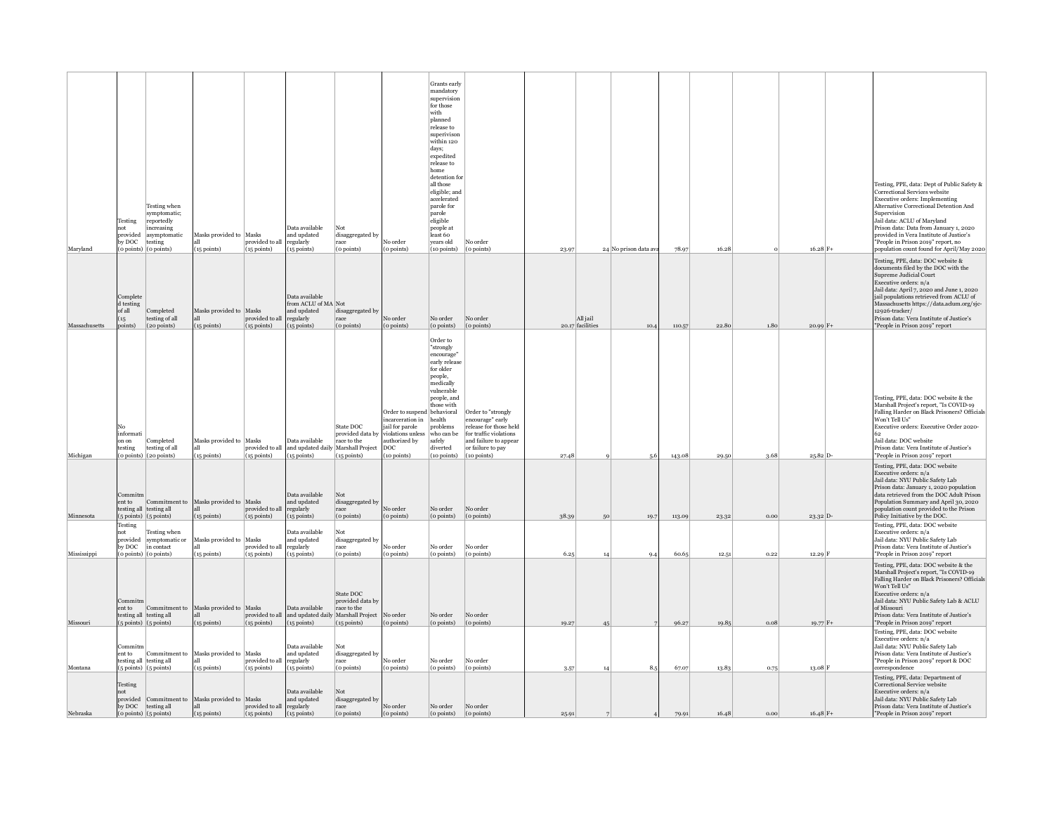| | | | | | | | | | | | | | | | | | | |
|---|---|---|---|---|---|---|---|---|---|---|---|---|---|---|---|---|---|---|
| Maryland | Testing not provided by DOC (0 points) | Testing when symptomatic; reportedly increasing asymptomatic testing (0 points) | Masks provided to all (15 points) | Masks provided to all (15 points) | Data available and updated regularly (15 points) | Not disaggregated by race (0 points) | No order (0 points) | Grants early mandatory supervision for those with planned release to superivison within 120 days; expedited release to home detention for all those eligible; and accelerated parole for parole eligible people at least 60 years old (10 points) | No order (0 points) | 23.97 | 24 | No prison data ava | 78.97 | 16.28 | 0 | 16.28 | F+ | Testing, PPE, data: Dept of Public Safety & Correctional Services website<br>Executive orders: Implementing Alternative Correctional Detention And Supervision<br>Jail data: ACLU of Maryland<br>Prison data: Data from January 1, 2020 provided in Vera Institute of Justice's "People in Prison 2019" report, no population count found for April/May 2020 |
| Massachusetts | Completed testing of all (15 points) | Completed testing of all (20 points) | Masks provided to all (15 points) | Masks provided to all (15 points) | Data available from ACLU of MA and updated regularly (15 points) | Not disaggregated by race (0 points) | No order (0 points) | No order (0 points) | No order (0 points) | 20.17 | All jail facilities | 10.4 | 110.57 | 22.80 | 1.80 | 20.99 | F+ | Testing, PPE, data: DOC website & documents filed by the DOC with the Supreme Judicial Court<br>Executive orders: n/a<br>Jail data: April 7, 2020 and June 1, 2020 jail populations retrieved from ACLU of Massachusetts https://data.aclum.org/sjc-12926-tracker/<br>Prison data: Vera Institute of Justice's "People in Prison 2019" report |
| Michigan | No information on testing (0 points) | Completed testing of all (20 points) | Masks provided to all (15 points) | Masks provided to all (15 points) | Data available and updated daily (15 points) | State DOC provided data by race to the Marshall Project (15 points) | Order to suspend incarceration in jail for parole violations unless authorized by DOC (10 points) | Order to "strongly encourage" early release for older people, medically vulnerable people, and those with behavioral health problems who can be safely diverted (10 points) | Order to "strongly encourage" early release for those held for traffic violations and failure to appear or failure to pay (10 points) | 27.48 | 9 | 5.6 | 143.08 | 29.50 | 3.68 | 25.82 | D- | Testing, PPE, data: DOC website & the Marshall Project's report, "Is COVID-19 Falling Harder on Black Prisoners? Officials Won't Tell Us"<br>Executive orders: Executive Order 2020-62<br>Jail data: DOC website<br>Prison data: Vera Institute of Justice's "People in Prison 2019" report |
| Minnesota | Commitment to testing all (5 points) | Commitment to testing all (5 points) | Masks provided to all (15 points) | Masks provided to all (15 points) | Data available and updated regularly (15 points) | Not disaggregated by race (0 points) | No order (0 points) | No order (0 points) | No order (0 points) | 38.39 | 50 | 19.7 | 113.09 | 23.32 | 0.00 | 23.32 | D- | Testing, PPE, data: DOC website<br>Executive orders: n/a<br>Jail data: NYU Public Safety Lab<br>Prison data: January 1, 2020 population data retrieved from the DOC Adult Prison Population Summary and April 30, 2020 population count provided to the Prison Policy Initiative by the DOC. |
| Mississippi | Testing not provided by DOC (0 points) | Testing when symptomatic or in contact (0 points) | Masks provided to all (15 points) | Masks provided to all (15 points) | Data available and updated regularly (15 points) | Not disaggregated by race (0 points) | No order (0 points) | No order (0 points) | No order (0 points) | 6.25 | 14 | 9.4 | 60.65 | 12.51 | 0.22 | 12.29 | F | Testing, PPE, data: DOC website<br>Executive orders: n/a<br>Jail data: NYU Public Safety Lab<br>Prison data: Vera Institute of Justice's "People in Prison 2019" report |
| Missouri | Commitment to testing all (5 points) | Commitment to testing all (5 points) | Masks provided to all (15 points) | Masks provided to all (15 points) | Data available and updated daily (15 points) | State DOC provided data by race to the Marshall Project (15 points) | No order (0 points) | No order (0 points) | No order (0 points) | 19.27 | 45 | 7 | 96.27 | 19.85 | 0.08 | 19.77 | F+ | Testing, PPE, data: DOC website & the Marshall Project's report, "Is COVID-19 Falling Harder on Black Prisoners? Officials Won't Tell Us"<br>Executive orders: n/a<br>Jail data: NYU Public Safety Lab & ACLU of Missouri<br>Prison data: Vera Institute of Justice's "People in Prison 2019" report |
| Montana | Commitment to testing all (5 points) | Commitment to testing all (5 points) | Masks provided to all (15 points) | Masks provided to all (15 points) | Data available and updated regularly (15 points) | Not disaggregated by race (0 points) | No order (0 points) | No order (0 points) | No order (0 points) | 3.57 | 14 | 8.5 | 67.07 | 13.83 | 0.75 | 13.08 | F | Testing, PPE, data: DOC website<br>Executive orders: n/a<br>Jail data: NYU Public Safety Lab<br>Prison data: Vera Institute of Justice's "People in Prison 2019" report & DOC correspondence |
| Nebraska | Testing not provided by DOC (0 points) | Commitment to testing all (5 points) | Masks provided to all (15 points) | Masks provided to all (15 points) | Data available and updated regularly (15 points) | Not disaggregated by race (0 points) | No order (0 points) | No order (0 points) | No order (0 points) | 25.91 | 7 | 4 | 79.91 | 16.48 | 0.00 | 16.48 | F+ | Testing, PPE, data: Department of Correctional Service website<br>Executive orders: n/a<br>Jail data: NYU Public Safety Lab<br>Prison data: Vera Institute of Justice's "People in Prison 2019" report |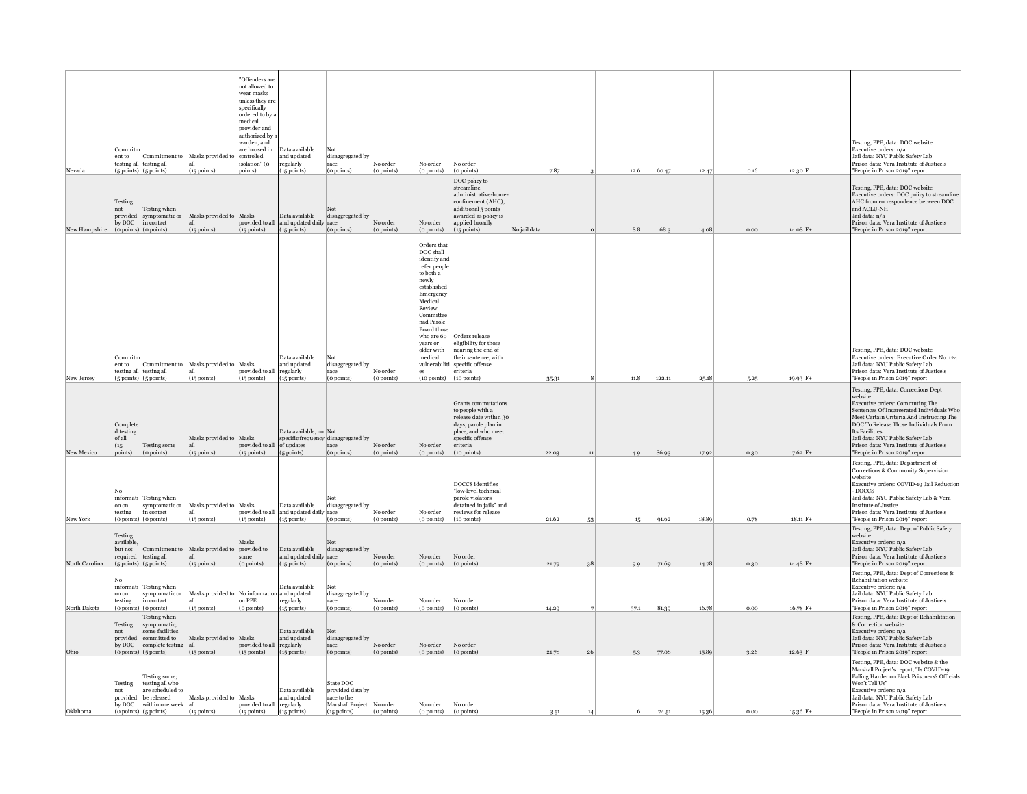| | | | | | | | | | | | | | | | | | | |
|---|---|---|---|---|---|---|---|---|---|---|---|---|---|---|---|---|---|---|
| Nevada | Commitment to testing all (5 points) | Commitment to testing all (5 points) | Masks provided to all (15 points) | "Offenders are not allowed to wear masks unless they are specifically ordered to by a medical provider and authorized by a warden, and are housed in controlled isolation" (0 points) | Data available and updated regularly (15 points) | Not disaggregated by race (0 points) | No order (0 points) | No order (0 points) | No order (0 points) | 7.87 | 3 | 12.6 | 60.47 | 12.47 | 0.16 | 12.30 | F | Testing, PPE, data: DOC website<br>Executive orders: n/a<br>Jail data: NYU Public Safety Lab<br>Prison data: Vera Institute of Justice's "People in Prison 2019" report |
| New Hampshire | Testing not provided by DOC (0 points) | Testing when symptomatic or in contact (0 points) | Masks provided to all (15 points) | Masks provided to all (15 points) | Data available and updated daily (15 points) | Not disaggregated by race (0 points) | No order (0 points) | No order (0 points) | DOC policy to streamline administrative-home-confinement (AHC), additional 5 points awarded as policy is applied broadly (15 points) | No jail data | 0 | 8.8 | 68.3 | 14.08 | 0.00 | 14.08 | F+ | Testing, PPE, data: DOC website<br>Executive orders: DOC policy to streamline AHC from correspondence between DOC and ACLU-NH<br>Jail data: n/a<br>Prison data: Vera Institute of Justice's "People in Prison 2019" report |
| New Jersey | Commitment to testing all (5 points) | Commitment to testing all (5 points) | Masks provided to all (15 points) | Masks provided to all (15 points) | Data available and updated regularly (15 points) | Not disaggregated by race (0 points) | No order (0 points) | Orders that DOC shall identify and refer people to both a newly established Emergency Medical Review Committee nad Parole Board those who are 60 years or older with medical vulnerabilities (10 points) | Orders release eligibility for those nearing the end of their sentence, with specific offense criteria (10 points) | 35.31 | 8 | 11.8 | 122.11 | 25.18 | 5.25 | 19.93 | F+ | Testing, PPE, data: DOC website<br>Executive orders: Executive Order No. 124<br>Jail data: NYU Public Safety Lab<br>Prison data: Vera Institute of Justice's "People in Prison 2019" report |
| New Mexico | Completed testing of all (15 points) | Testing some (0 points) | Masks provided to all (15 points) | Masks provided to all (15 points) | Data available, no specific frequency of updates (5 points) | Not disaggregated by race (0 points) | No order (0 points) | No order (0 points) | Grants commutations to people with a release date within 30 days, parole plan in place, and who meet specific offense criteria (10 points) | 22.03 | 11 | 4.9 | 86.93 | 17.92 | 0.30 | 17.62 | F+ | Testing, PPE, data: Corrections Dept website<br>Executive orders: Commuting The Sentences Of Incarcerated Individuals Who Meet Certain Criteria And Instructing The DOC To Release Those Individuals From Its Facilities<br>Jail data: NYU Public Safety Lab<br>Prison data: Vera Institute of Justice's "People in Prison 2019" report |
| New York | No information on testing (0 points) | Testing when symptomatic or in contact (0 points) | Masks provided to all (15 points) | Masks provided to all (15 points) | Data available and updated daily (15 points) | Not disaggregated by race (0 points) | No order (0 points) | No order (0 points) | DOCCS identifies "low-level technical parole violators detained in jails" and reviews for release (10 points) | 21.62 | 53 | 15 | 91.62 | 18.89 | 0.78 | 18.11 | F+ | Testing, PPE, data: Department of Corrections & Community Supervision website<br>Executive orders: COVID-19 Jail Reduction - DOCCS<br>Jail data: NYU Public Safety Lab & Vera Institute of Justice<br>Prison data: Vera Institute of Justice's "People in Prison 2019" report |
| North Carolina | Testing available, but not required (5 points) | Commitment to testing all (5 points) | Masks provided to all (15 points) | Masks provided to some (0 points) | Data available and updated daily (15 points) | Not disaggregated by race (0 points) | No order (0 points) | No order (0 points) | No order (0 points) | 21.79 | 38 | 9.9 | 71.69 | 14.78 | 0.30 | 14.48 | F+ | Testing, PPE, data: Dept of Public Safety website<br>Executive orders: n/a<br>Jail data: NYU Public Safety Lab<br>Prison data: Vera Institute of Justice's "People in Prison 2019" report |
| North Dakota | No information on testing (0 points) | Testing when symptomatic or in contact (0 points) | Masks provided to all (15 points) | No information on PPE (0 points) | Data available and updated regularly (15 points) | Not disaggregated by race (0 points) | No order (0 points) | No order (0 points) | No order (0 points) | 14.29 | 7 | 37.1 | 81.39 | 16.78 | 0.00 | 16.78 | F+ | Testing, PPE, data: Dept of Corrections & Rehabilitation website<br>Executive orders: n/a<br>Jail data: NYU Public Safety Lab<br>Prison data: Vera Institute of Justice's "People in Prison 2019" report |
| Ohio | Testing not provided by DOC (0 points) | Testing when symptomatic; some facilities committed to complete testing (5 points) | Masks provided to all (15 points) | Masks provided to all (15 points) | Data available and updated regularly (15 points) | Not disaggregated by race (0 points) | No order (0 points) | No order (0 points) | No order (0 points) | 21.78 | 26 | 5.3 | 77.08 | 15.89 | 3.26 | 12.63 | F | Testing, PPE, data: Dept of Rehabilitation & Correction website<br>Executive orders: n/a<br>Jail data: NYU Public Safety Lab<br>Prison data: Vera Institute of Justice's "People in Prison 2019" report |
| Oklahoma | Testing not provided by DOC (0 points) | Testing some; testing all who are scheduled to be released within one week (5 points) | Masks provided to all (15 points) | Masks provided to all (15 points) | Data available and updated regularly (15 points) | State DOC provided data by race to the Marshall Project (15 points) | No order (0 points) | No order (0 points) | No order (0 points) | 3.51 | 14 | 6 | 74.51 | 15.36 | 0.00 | 15.36 | F+ | Testing, PPE, data: DOC website & the Marshall Project's report, "Is COVID-19 Falling Harder on Black Prisoners? Officials Won't Tell Us"<br>Executive orders: n/a<br>Jail data: NYU Public Safety Lab<br>Prison data: Vera Institute of Justice's "People in Prison 2019" report |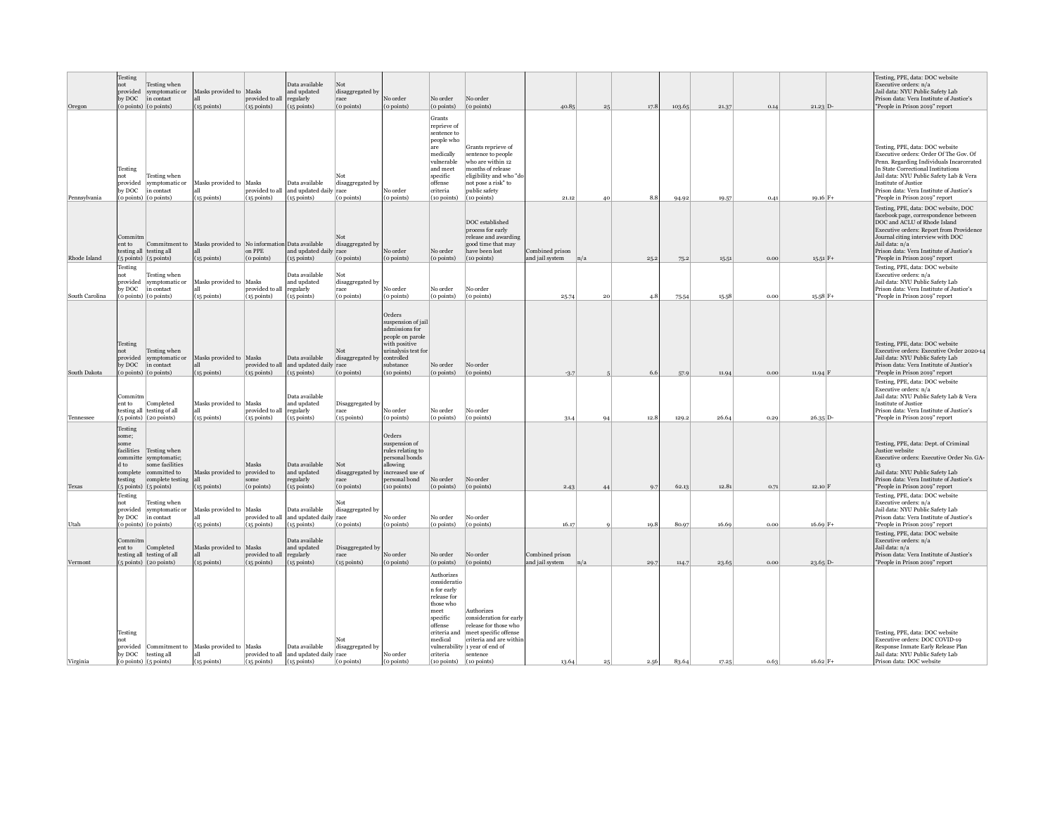| Oregon | Testing not provided by DOC (0 points) | Testing when symptomatic or in contact (0 points) | Masks provided to all (15 points) | Masks provided to all (15 points) | Data available and updated regularly (15 points) | Not disaggregated by race (0 points) | No order (0 points) | No order (0 points) | No order (0 points) | 40.85 | 25 | 17.8 | 103.65 | 21.37 | 0.14 | 21.23 | D- | Testing, PPE, data: DOC website Executive orders: n/a Jail data: NYU Public Safety Lab Prison data: Vera Institute of Justice's "People in Prison 2019" report |
|---|---|---|---|---|---|---|---|---|---|---|---|---|---|---|---|---|---|---|
| Pennsylvania | Testing not provided by DOC (0 points) | Testing when symptomatic or in contact (0 points) | Masks provided to all (15 points) | Masks provided to all (15 points) | Data available and updated daily (15 points) | Not disaggregated by race (0 points) | No order (0 points) | Grants reprieve of sentence to people who are medically vulnerable and meet specific offense criteria (10 points) | Grants reprieve of sentence to people who are within 12 months of release eligibility and who "do not pose a risk" to public safety (10 points) | 21.12 | 40 | 8.8 | 94.92 | 19.57 | 0.41 | 19.16 | F+ | Testing, PPE, data: DOC website Executive orders: Order Of The Gov. Of Penn. Regarding Individuals Incarcerated In State Correctional Institutions Jail data: NYU Public Safety Lab & Vera Institute of Justice Prison data: Vera Institute of Justice's "People in Prison 2019" report |
| Rhode Island | Commitment to testing all (5 points) | Commitment to testing all (5 points) | Masks provided to all (15 points) | No information on PPE (0 points) | Data available and updated daily (15 points) | Not disaggregated by race (0 points) | No order (0 points) | No order (0 points) | DOC established process for early release and awarding good time that may have been lost (10 points) | Combined prison and jail system | n/a | 25.2 | 75.2 | 15.51 | 0.00 | 15.51 | F+ | Testing, PPE, data: DOC website, DOC facebook page, correspondence between DOC and ACLU of Rhode Island Executive orders: Report from Providence Journal citing interview with DOC Jail data: n/a Prison data: Vera Institute of Justice's "People in Prison 2019" report |
| South Carolina | Testing not provided by DOC (0 points) | Testing when symptomatic or in contact (0 points) | Masks provided to all (15 points) | Masks provided to all (15 points) | Data available and updated regularly (15 points) | Not disaggregated by race (0 points) | No order (0 points) | No order (0 points) | No order (0 points) | 25.74 | 20 | 4.8 | 75.54 | 15.58 | 0.00 | 15.58 | F+ | Testing, PPE, data: DOC website Executive orders: n/a Jail data: NYU Public Safety Lab Prison data: Vera Institute of Justice's "People in Prison 2019" report |
| South Dakota | Testing not provided by DOC (0 points) | Testing when symptomatic or in contact (0 points) | Masks provided to all (15 points) | Masks provided to all (15 points) | Data available and updated daily (15 points) | Not disaggregated by race (0 points) | Orders suspension of jail admissions for people on parole with positive urinalysis test for controlled substance (10 points) | No order (0 points) | No order (0 points) | -3.7 | 5 | 6.6 | 57.9 | 11.94 | 0.00 | 11.94 | F | Testing, PPE, data: DOC website Executive orders: Executive Order 2020-14 Jail data: NYU Public Safety Lab Prison data: Vera Institute of Justice's "People in Prison 2019" report |
| Tennessee | Commitment to testing all (5 points) | Completed testing of all (20 points) | Masks provided to all (15 points) | Masks provided to all (15 points) | Data available and updated regularly (15 points) | Disaggregated by race (15 points) | No order (0 points) | No order (0 points) | No order (0 points) | 31.4 | 94 | 12.8 | 129.2 | 26.64 | 0.29 | 26.35 | D- | Testing, PPE, data: DOC website Executive orders: n/a Jail data: NYU Public Safety Lab & Vera Institute of Justice Prison data: Vera Institute of Justice's "People in Prison 2019" report |
| Texas | Testing some; some facilities committed to complete testing (5 points) | Testing when symptomatic; some facilities committed to complete testing (5 points) | Masks provided to all (15 points) | Masks provided to some (0 points) | Data available and updated regularly (15 points) | Not disaggregated by race (0 points) | Orders suspension of rules relating to personal bonds allowing increased use of personal bond (10 points) | No order (0 points) | No order (0 points) | 2.43 | 44 | 9.7 | 62.13 | 12.81 | 0.71 | 12.10 | F | Testing, PPE, data: Dept. of Criminal Justice website Executive orders: Executive Order No. GA-13 Jail data: NYU Public Safety Lab Prison data: Vera Institute of Justice's "People in Prison 2019" report |
| Utah | Testing not provided by DOC (0 points) | Testing when symptomatic or in contact (0 points) | Masks provided to all (15 points) | Masks provided to all (15 points) | Data available and updated daily (15 points) | Not disaggregated by race (0 points) | No order (0 points) | No order (0 points) | No order (0 points) | 16.17 | 9 | 19.8 | 80.97 | 16.69 | 0.00 | 16.69 | F+ | Testing, PPE, data: DOC website Executive orders: n/a Jail data: NYU Public Safety Lab Prison data: Vera Institute of Justice's "People in Prison 2019" report |
| Vermont | Commitment to testing all (5 points) | Completed testing of all (20 points) | Masks provided to all (15 points) | Masks provided to all (15 points) | Data available and updated regularly (15 points) | Disaggregated by race (15 points) | No order (0 points) | No order (0 points) | No order (0 points) | Combined prison and jail system | n/a | 29.7 | 114.7 | 23.65 | 0.00 | 23.65 | D- | Testing, PPE, data: DOC website Executive orders: n/a Jail data: n/a Prison data: Vera Institute of Justice's "People in Prison 2019" report |
| Virginia | Testing not provided by DOC (0 points) | Commitment to testing all (5 points) | Masks provided to all (15 points) | Masks provided to all (15 points) | Data available and updated daily (15 points) | Not disaggregated by race (0 points) | No order (0 points) | Authorizes consideration for early release for those who meet specific offense criteria and medical vulnerability criteria (10 points) | Authorizes consideration for early release for those who meet specific offense criteria and are within 1 year of end of sentence (10 points) | 13.64 | 25 | 2.56 | 83.64 | 17.25 | 0.63 | 16.62 | F+ | Testing, PPE, data: DOC website Executive orders: DOC COVID-19 Response Inmate Early Release Plan Jail data: NYU Public Safety Lab Prison data: DOC website |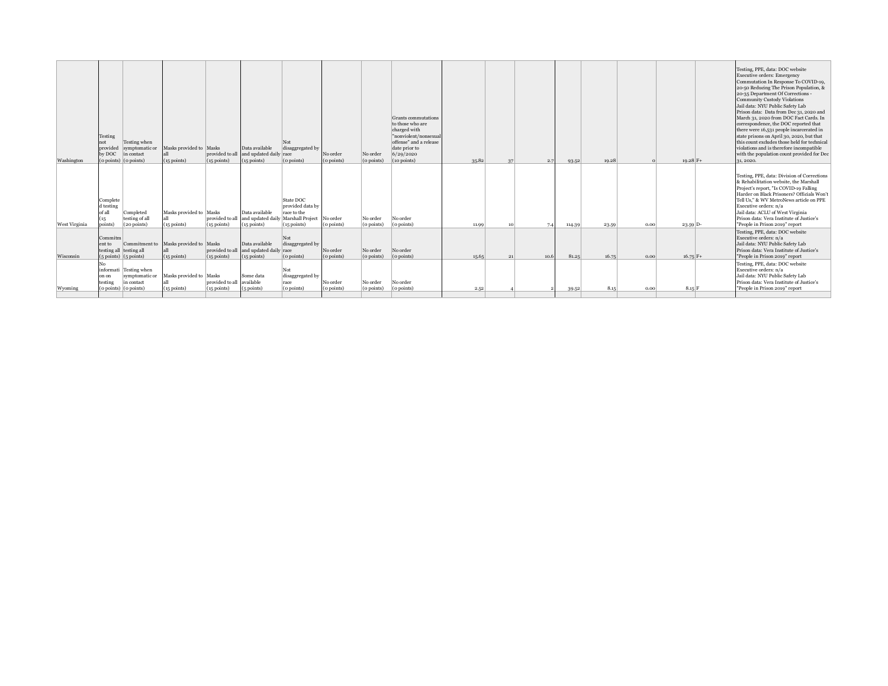| | | | | | | | | | | | | | | | | | | |
|---|---|---|---|---|---|---|---|---|---|---|---|---|---|---|---|---|---|---|
| Washington | Testing not provided by DOC (0 points) | Testing when symptomatic or in contact (0 points) | Masks provided to all (15 points) | Masks provided to all (15 points) | Data available and updated daily (15 points) | Not disaggregated by race (0 points) | No order (0 points) | No order (0 points) | Grants commutations to those who are charged with "nonviolent/nonsexual offense" and a release date prior to 6/29/2020 (10 points) | 35.82 | 37 | 2.7 | 93.52 | 19.28 | 0 | 19.28 | F+ | Testing, PPE, data: DOC website<br>Executive orders: Emergency Commutation In Response To COVID-19, 20-50 Reducing The Prison Population, & 20-35 Department Of Corrections - Community Custody Violations<br>Jail data: NYU Public Safety Lab<br>Prison data: Data from Dec 31, 2020 and March 31, 2020 from DOC Fact Cards. In correspondence, the DOC reported that there were 16,531 people incarcerated in state prisons on April 30, 2020, but that this count excludes those held for technical violations and is therefore incompatible with the population count provided for Dec 31, 2020. |
| West Virginia | Completed testing of all (15 points) | Completed testing of all (20 points) | Masks provided to all (15 points) | Masks provided to all (15 points) | Data available and updated daily (15 points) | State DOC provided data by race to the Marshall Project (15 points) | No order (0 points) | No order (0 points) | No order (0 points) | 11.99 | 10 | 7.4 | 114.39 | 23.59 | 0.00 | 23.59 | D- | Testing, PPE, data: Division of Corrections & Rehabilitation website, the Marshall Project's report, "Is COVID-19 Falling Harder on Black Prisoners? Officials Won't Tell Us," & WV MetroNews article on PPE<br>Executive orders: n/a<br>Jail data: ACLU of West Virginia<br>Prison data: Vera Institute of Justice's "People in Prison 2019" report |
| Wisconsin | Commitment to testing all (5 points) | Commitment to testing all (5 points) | Masks provided to all (15 points) | Masks provided to all (15 points) | Data available and updated daily (15 points) | Not disaggregated by race (0 points) | No order (0 points) | No order (0 points) | No order (0 points) | 15.65 | 21 | 10.6 | 81.25 | 16.75 | 0.00 | 16.75 | F+ | Testing, PPE, data: DOC website<br>Executive orders: n/a<br>Jail data: NYU Public Safety Lab<br>Prison data: Vera Institute of Justice's "People in Prison 2019" report |
| Wyoming | No information on testing (0 points) | Testing when symptomatic or in contact (0 points) | Masks provided to all (15 points) | Masks provided to all (15 points) | Some data available (5 points) | Not disaggregated by race (0 points) | No order (0 points) | No order (0 points) | No order (0 points) | 2.52 | 4 | 2 | 39.52 | 8.15 | 0.00 | 8.15 | F | Testing, PPE, data: DOC website<br>Executive orders: n/a<br>Jail data: NYU Public Safety Lab<br>Prison data: Vera Institute of Justice's "People in Prison 2019" report |